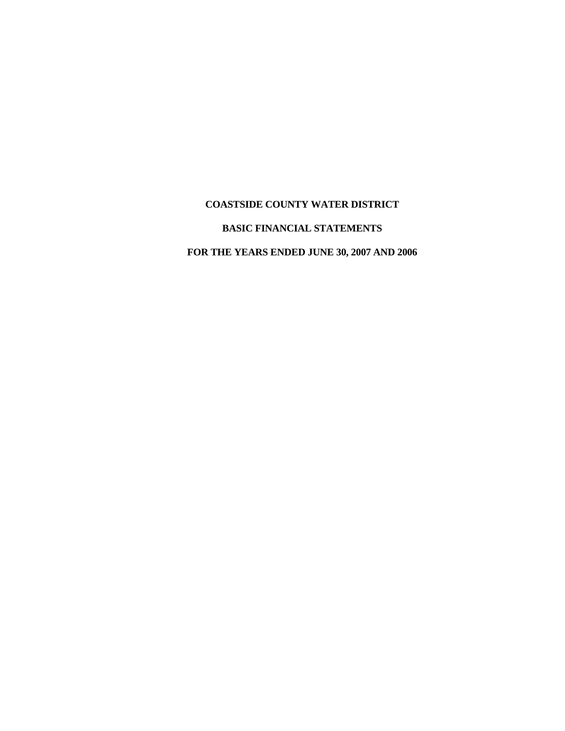# COASTSIDE COUNTY WATER DISTRICT

## BASIC FINANCIAL STATEMENTS

## FOR THE YEARS ENDED JUNE 30, 2007 AND 2006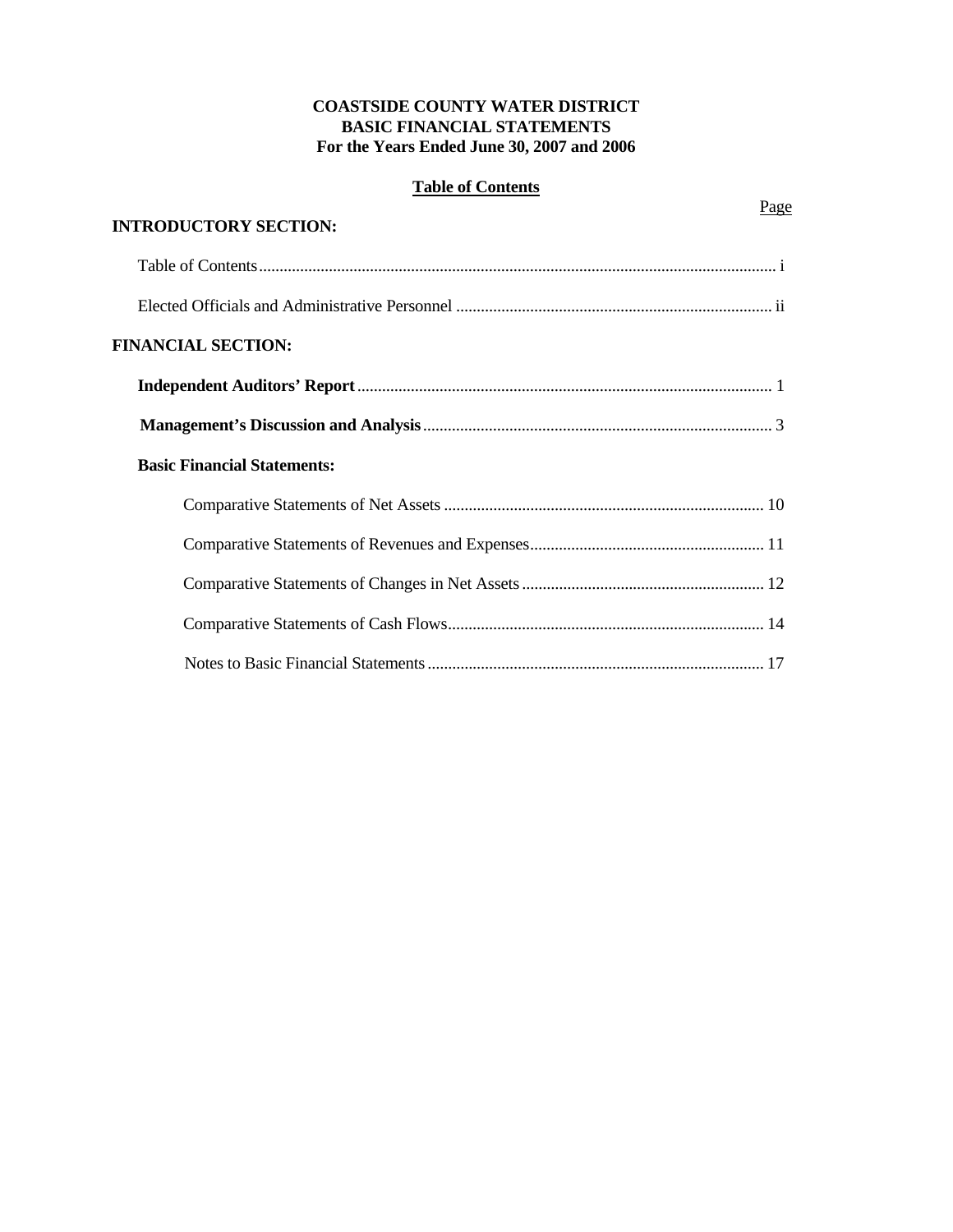**COASTSIDE COUNTY WATER DISTRICT**
**BASIC FINANCIAL STATEMENTS**
**For the Years Ended June 30, 2007 and 2006**

**Table of Contents**

| | Page |
|---|---|
| **INTRODUCTORY SECTION:** | |
| Table of Contents | i |
| Elected Officials and Administrative Personnel | ii |
| **FINANCIAL SECTION:** | |
| **Independent Auditors' Report** | 1 |
| **Management's Discussion and Analysis** | 3 |
| **Basic Financial Statements:** | |
| Comparative Statements of Net Assets | 10 |
| Comparative Statements of Revenues and Expenses | 11 |
| Comparative Statements of Changes in Net Assets | 12 |
| Comparative Statements of Cash Flows | 14 |
| Notes to Basic Financial Statements | 17 |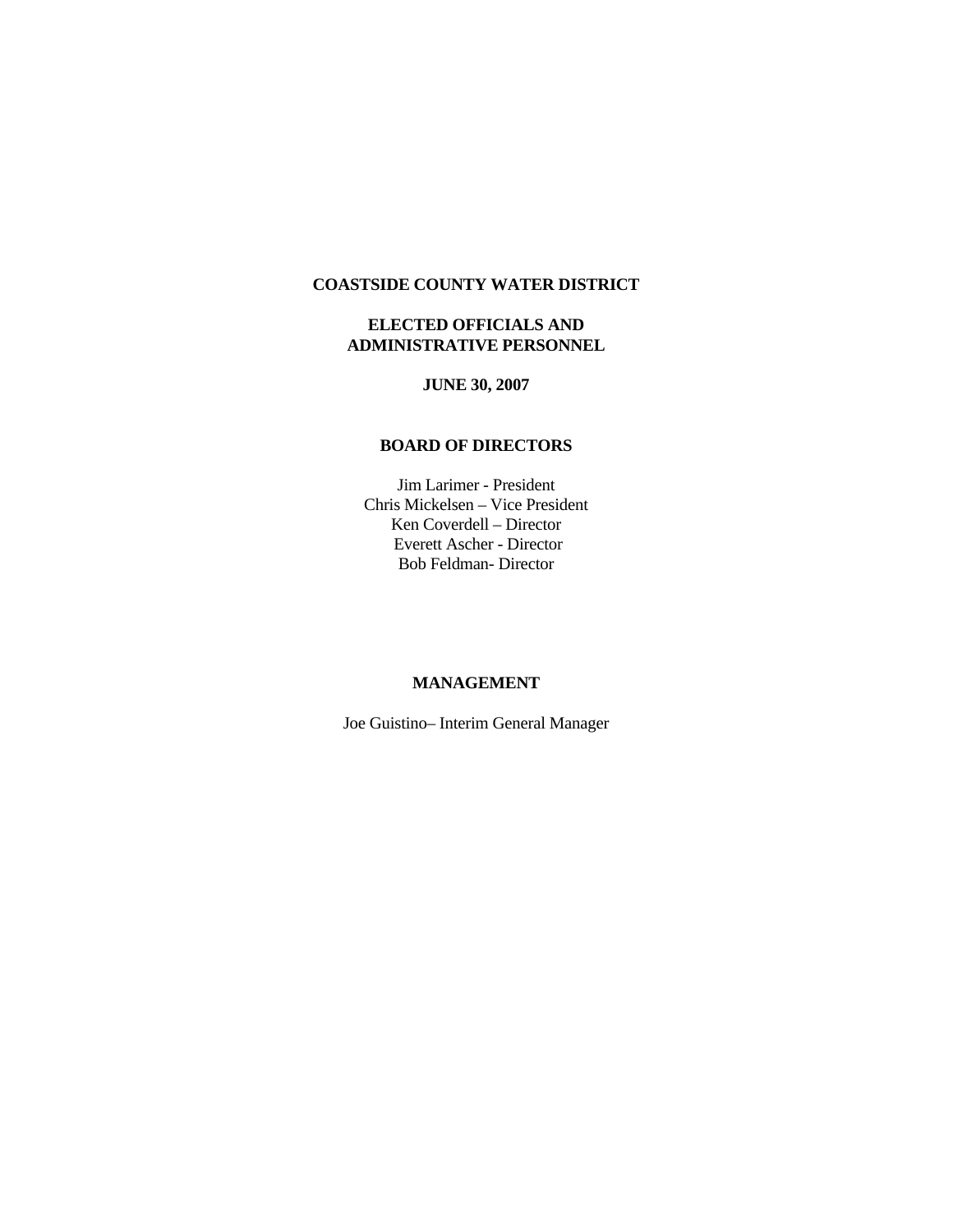# COASTSIDE COUNTY WATER DISTRICT

## ELECTED OFFICIALS AND ADMINISTRATIVE PERSONNEL

**JUNE 30, 2007**

### BOARD OF DIRECTORS

Jim Larimer - President
Chris Mickelsen – Vice President
Ken Coverdell – Director
Everett Ascher - Director
Bob Feldman- Director

### MANAGEMENT

Joe Guistino– Interim General Manager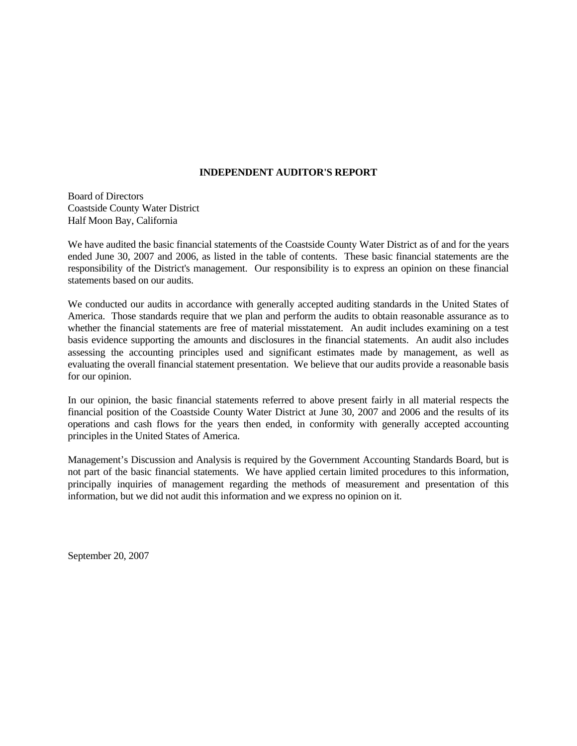# INDEPENDENT AUDITOR'S REPORT

Board of Directors
Coastside County Water District
Half Moon Bay, California

We have audited the basic financial statements of the Coastside County Water District as of and for the years ended June 30, 2007 and 2006, as listed in the table of contents. These basic financial statements are the responsibility of the District's management. Our responsibility is to express an opinion on these financial statements based on our audits.

We conducted our audits in accordance with generally accepted auditing standards in the United States of America. Those standards require that we plan and perform the audits to obtain reasonable assurance as to whether the financial statements are free of material misstatement. An audit includes examining on a test basis evidence supporting the amounts and disclosures in the financial statements. An audit also includes assessing the accounting principles used and significant estimates made by management, as well as evaluating the overall financial statement presentation. We believe that our audits provide a reasonable basis for our opinion.

In our opinion, the basic financial statements referred to above present fairly in all material respects the financial position of the Coastside County Water District at June 30, 2007 and 2006 and the results of its operations and cash flows for the years then ended, in conformity with generally accepted accounting principles in the United States of America.

Management's Discussion and Analysis is required by the Government Accounting Standards Board, but is not part of the basic financial statements. We have applied certain limited procedures to this information, principally inquiries of management regarding the methods of measurement and presentation of this information, but we did not audit this information and we express no opinion on it.

September 20, 2007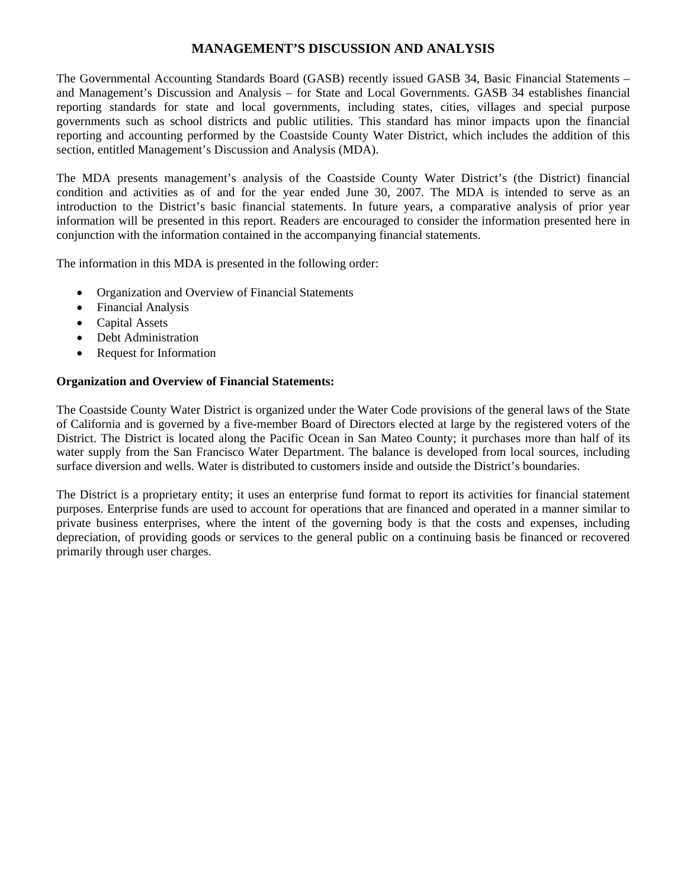# MANAGEMENT'S DISCUSSION AND ANALYSIS

The Governmental Accounting Standards Board (GASB) recently issued GASB 34, Basic Financial Statements – and Management's Discussion and Analysis – for State and Local Governments. GASB 34 establishes financial reporting standards for state and local governments, including states, cities, villages and special purpose governments such as school districts and public utilities. This standard has minor impacts upon the financial reporting and accounting performed by the Coastside County Water District, which includes the addition of this section, entitled Management's Discussion and Analysis (MDA).

The MDA presents management's analysis of the Coastside County Water District's (the District) financial condition and activities as of and for the year ended June 30, 2007. The MDA is intended to serve as an introduction to the District's basic financial statements. In future years, a comparative analysis of prior year information will be presented in this report. Readers are encouraged to consider the information presented here in conjunction with the information contained in the accompanying financial statements.

The information in this MDA is presented in the following order:

- Organization and Overview of Financial Statements
- Financial Analysis
- Capital Assets
- Debt Administration
- Request for Information

**Organization and Overview of Financial Statements:**

The Coastside County Water District is organized under the Water Code provisions of the general laws of the State of California and is governed by a five-member Board of Directors elected at large by the registered voters of the District. The District is located along the Pacific Ocean in San Mateo County; it purchases more than half of its water supply from the San Francisco Water Department. The balance is developed from local sources, including surface diversion and wells. Water is distributed to customers inside and outside the District's boundaries.

The District is a proprietary entity; it uses an enterprise fund format to report its activities for financial statement purposes. Enterprise funds are used to account for operations that are financed and operated in a manner similar to private business enterprises, where the intent of the governing body is that the costs and expenses, including depreciation, of providing goods or services to the general public on a continuing basis be financed or recovered primarily through user charges.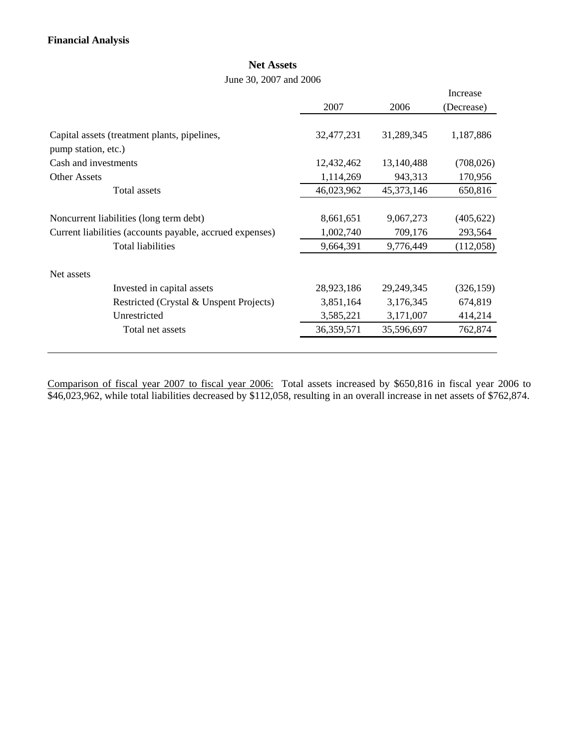**Financial Analysis**

**Net Assets**

June 30, 2007 and 2006

| | 2007 | 2006 | Increase (Decrease) |
|---|---|---|---|
| Capital assets (treatment plants, pipelines, pump station, etc.) | 32,477,231 | 31,289,345 | 1,187,886 |
| Cash and investments | 12,432,462 | 13,140,488 | (708,026) |
| Other Assets | 1,114,269 | 943,313 | 170,956 |
| Total assets | 46,023,962 | 45,373,146 | 650,816 |
| Noncurrent liabilities (long term debt) | 8,661,651 | 9,067,273 | (405,622) |
| Current liabilities (accounts payable, accrued expenses) | 1,002,740 | 709,176 | 293,564 |
| Total liabilities | 9,664,391 | 9,776,449 | (112,058) |
| Net assets | | | |
| Invested in capital assets | 28,923,186 | 29,249,345 | (326,159) |
| Restricted (Crystal & Unspent Projects) | 3,851,164 | 3,176,345 | 674,819 |
| Unrestricted | 3,585,221 | 3,171,007 | 414,214 |
| Total net assets | 36,359,571 | 35,596,697 | 762,874 |

Comparison of fiscal year 2007 to fiscal year 2006: Total assets increased by $650,816 in fiscal year 2006 to $46,023,962, while total liabilities decreased by $112,058, resulting in an overall increase in net assets of $762,874.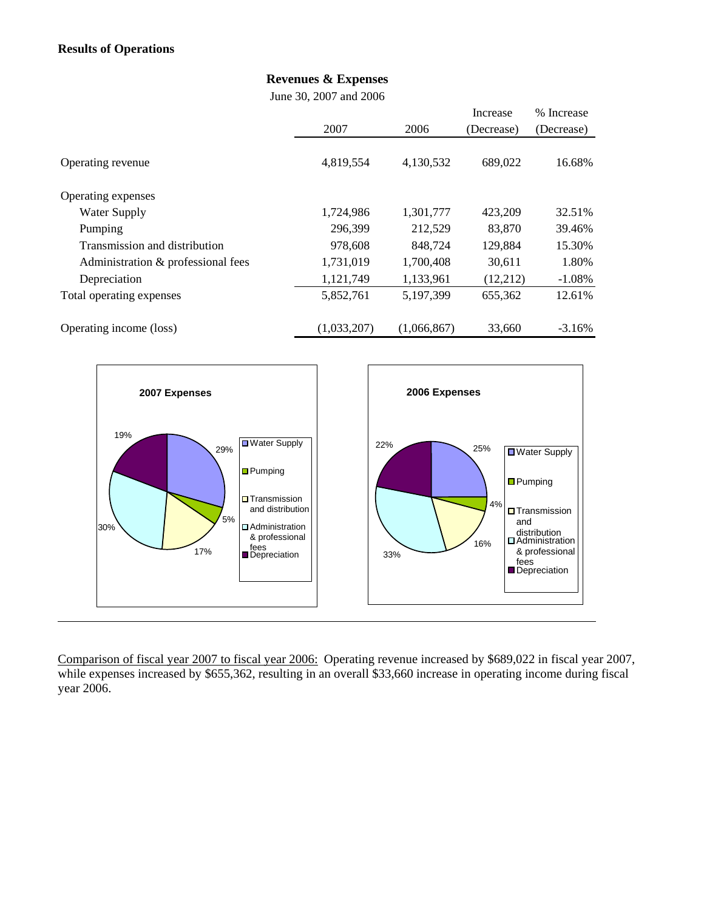**Results of Operations**

**Revenues & Expenses**

June 30, 2007 and 2006

| | 2007 | 2006 | Increase (Decrease) | % Increase (Decrease) |
|---|---|---|---|---|
| Operating revenue | 4,819,554 | 4,130,532 | 689,022 | 16.68% |
| Operating expenses | | | | |
| Water Supply | 1,724,986 | 1,301,777 | 423,209 | 32.51% |
| Pumping | 296,399 | 212,529 | 83,870 | 39.46% |
| Transmission and distribution | 978,608 | 848,724 | 129,884 | 15.30% |
| Administration & professional fees | 1,731,019 | 1,700,408 | 30,611 | 1.80% |
| Depreciation | 1,121,749 | 1,133,961 | (12,212) | -1.08% |
| Total operating expenses | 5,852,761 | 5,197,399 | 655,362 | 12.61% |
| Operating income (loss) | (1,033,207) | (1,066,867) | 33,660 | -3.16% |

**2007 Expenses**

| Category | % |
|---|---|
| Water Supply | 29% |
| Pumping | 5% |
| Transmission and distribution | 17% |
| Administration & professional fees | 30% |
| Depreciation | 19% |

**2006 Expenses**

| Category | % |
|---|---|
| Water Supply | 25% |
| Pumping | 4% |
| Transmission and distribution | 16% |
| Administration & professional fees | 33% |
| Depreciation | 22% |

Comparison of fiscal year 2007 to fiscal year 2006: Operating revenue increased by $689,022 in fiscal year 2007, while expenses increased by $655,362, resulting in an overall $33,660 increase in operating income during fiscal year 2006.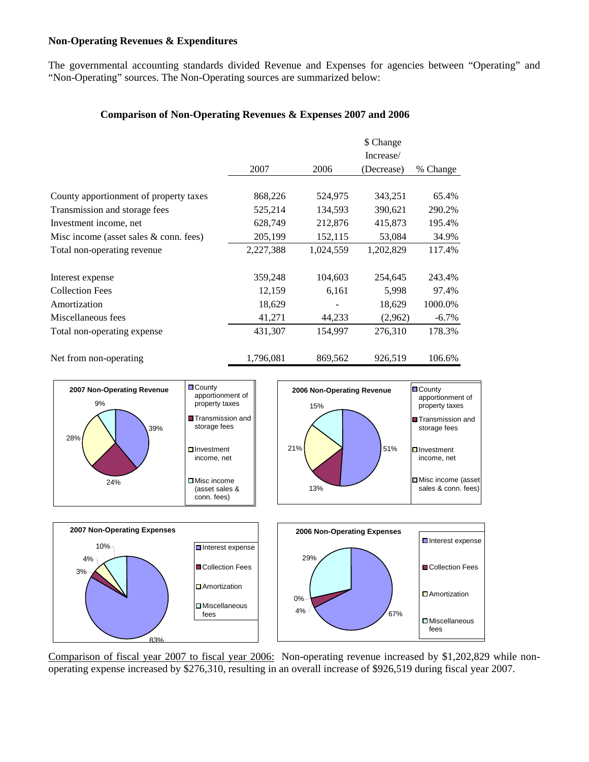**Non-Operating Revenues & Expenditures**

The governmental accounting standards divided Revenue and Expenses for agencies between "Operating" and "Non-Operating" sources. The Non-Operating sources are summarized below:

**Comparison of Non-Operating Revenues & Expenses 2007 and 2006**

| | 2007 | 2006 | $ Change Increase/ (Decrease) | % Change |
|---|---|---|---|---|
| County apportionment of property taxes | 868,226 | 524,975 | 343,251 | 65.4% |
| Transmission and storage fees | 525,214 | 134,593 | 390,621 | 290.2% |
| Investment income, net | 628,749 | 212,876 | 415,873 | 195.4% |
| Misc income (asset sales & conn. fees) | 205,199 | 152,115 | 53,084 | 34.9% |
| Total non-operating revenue | 2,227,388 | 1,024,559 | 1,202,829 | 117.4% |
| | | | | |
| Interest expense | 359,248 | 104,603 | 254,645 | 243.4% |
| Collection Fees | 12,159 | 6,161 | 5,998 | 97.4% |
| Amortization | 18,629 | - | 18,629 | 1000.0% |
| Miscellaneous fees | 41,271 | 44,233 | (2,962) | -6.7% |
| Total non-operating expense | 431,307 | 154,997 | 276,310 | 178.3% |
| | | | | |
| Net from non-operating | 1,796,081 | 869,562 | 926,519 | 106.6% |

Comparison of fiscal year 2007 to fiscal year 2006: Non-operating revenue increased by $1,202,829 while non-operating expense increased by $276,310, resulting in an overall increase of $926,519 during fiscal year 2007.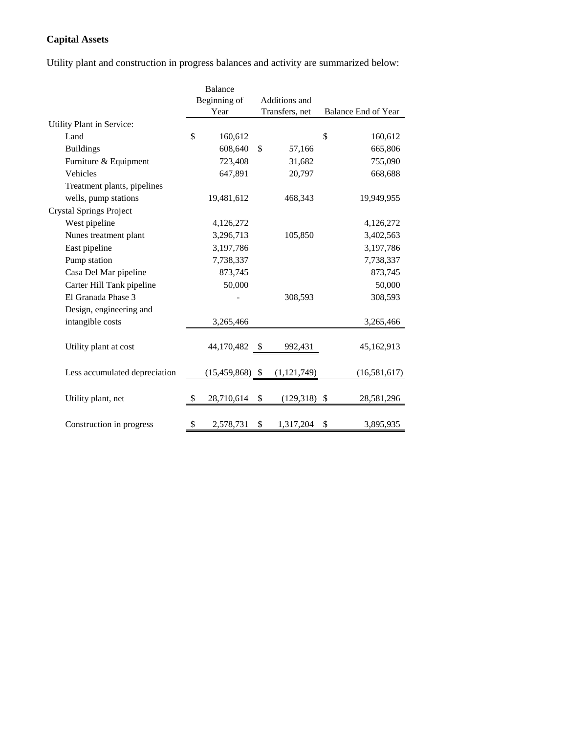**Capital Assets**

Utility plant and construction in progress balances and activity are summarized below:

| | Balance Beginning of Year | Additions and Transfers, net | Balance End of Year |
|---|---|---|---|
| Utility Plant in Service: | | | |
| Land | $ 160,612 | | $ 160,612 |
| Buildings | 608,640 | $ 57,166 | 665,806 |
| Furniture & Equipment | 723,408 | 31,682 | 755,090 |
| Vehicles | 647,891 | 20,797 | 668,688 |
| Treatment plants, pipelines wells, pump stations | 19,481,612 | 468,343 | 19,949,955 |
| Crystal Springs Project | | | |
| West pipeline | 4,126,272 | | 4,126,272 |
| Nunes treatment plant | 3,296,713 | 105,850 | 3,402,563 |
| East pipeline | 3,197,786 | | 3,197,786 |
| Pump station | 7,738,337 | | 7,738,337 |
| Casa Del Mar pipeline | 873,745 | | 873,745 |
| Carter Hill Tank pipeline | 50,000 | | 50,000 |
| El Granada Phase 3 | - | 308,593 | 308,593 |
| Design, engineering and intangible costs | 3,265,466 | | 3,265,466 |
| Utility plant at cost | 44,170,482 | $ 992,431 | 45,162,913 |
| Less accumulated depreciation | (15,459,868) | $ (1,121,749) | (16,581,617) |
| Utility plant, net | $ 28,710,614 | $ (129,318) | $ 28,581,296 |
| Construction in progress | $ 2,578,731 | $ 1,317,204 | $ 3,895,935 |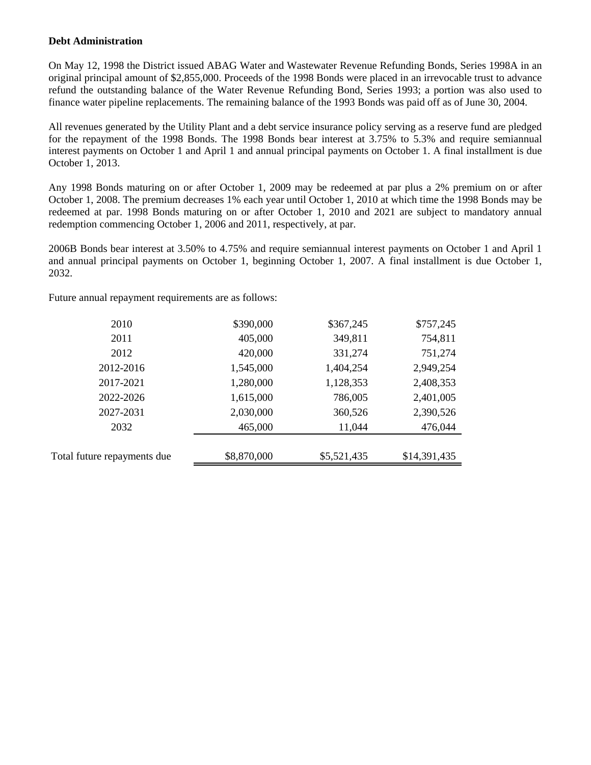**Debt Administration**

On May 12, 1998 the District issued ABAG Water and Wastewater Revenue Refunding Bonds, Series 1998A in an original principal amount of $2,855,000. Proceeds of the 1998 Bonds were placed in an irrevocable trust to advance refund the outstanding balance of the Water Revenue Refunding Bond, Series 1993; a portion was also used to finance water pipeline replacements. The remaining balance of the 1993 Bonds was paid off as of June 30, 2004.

All revenues generated by the Utility Plant and a debt service insurance policy serving as a reserve fund are pledged for the repayment of the 1998 Bonds. The 1998 Bonds bear interest at 3.75% to 5.3% and require semiannual interest payments on October 1 and April 1 and annual principal payments on October 1. A final installment is due October 1, 2013.

Any 1998 Bonds maturing on or after October 1, 2009 may be redeemed at par plus a 2% premium on or after October 1, 2008. The premium decreases 1% each year until October 1, 2010 at which time the 1998 Bonds may be redeemed at par. 1998 Bonds maturing on or after October 1, 2010 and 2021 are subject to mandatory annual redemption commencing October 1, 2006 and 2011, respectively, at par.

2006B Bonds bear interest at 3.50% to 4.75% and require semiannual interest payments on October 1 and April 1 and annual principal payments on October 1, beginning October 1, 2007. A final installment is due October 1, 2032.

Future annual repayment requirements are as follows:

| | | | |
|---|---|---|---|
| 2010 | $390,000 | $367,245 | $757,245 |
| 2011 | 405,000 | 349,811 | 754,811 |
| 2012 | 420,000 | 331,274 | 751,274 |
| 2012-2016 | 1,545,000 | 1,404,254 | 2,949,254 |
| 2017-2021 | 1,280,000 | 1,128,353 | 2,408,353 |
| 2022-2026 | 1,615,000 | 786,005 | 2,401,005 |
| 2027-2031 | 2,030,000 | 360,526 | 2,390,526 |
| 2032 | 465,000 | 11,044 | 476,044 |
| Total future repayments due | $8,870,000 | $5,521,435 | $14,391,435 |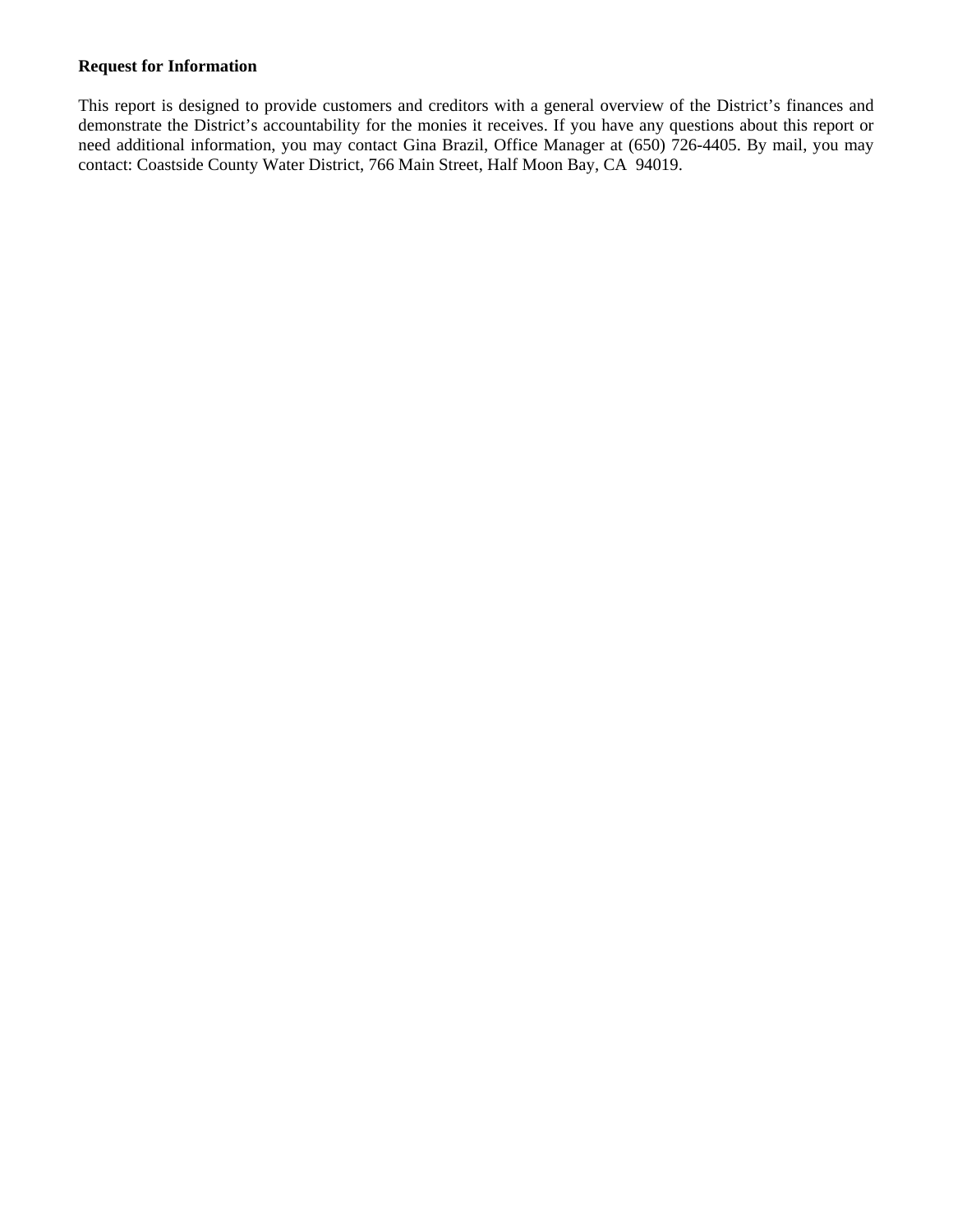**Request for Information**

This report is designed to provide customers and creditors with a general overview of the District's finances and demonstrate the District's accountability for the monies it receives. If you have any questions about this report or need additional information, you may contact Gina Brazil, Office Manager at (650) 726-4405. By mail, you may contact: Coastside County Water District, 766 Main Street, Half Moon Bay, CA 94019.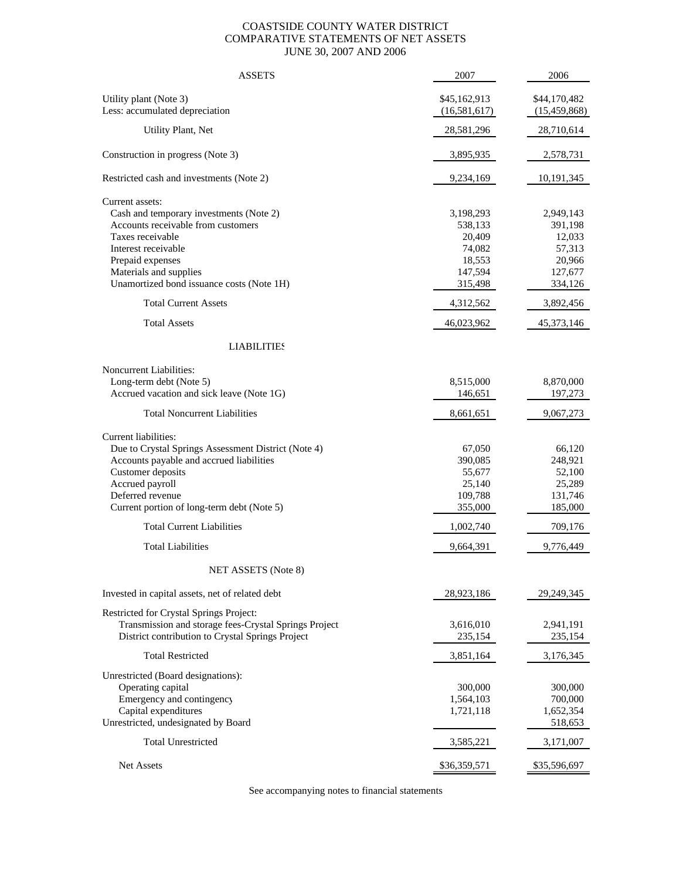# COASTSIDE COUNTY WATER DISTRICT
## COMPARATIVE STATEMENTS OF NET ASSETS
### JUNE 30, 2007 AND 2006

| ASSETS | 2007 | 2006 |
|---|---|---|
| Utility plant (Note 3) | $45,162,913 | $44,170,482 |
| Less: accumulated depreciation | (16,581,617) | (15,459,868) |
| Utility Plant, Net | 28,581,296 | 28,710,614 |
| Construction in progress (Note 3) | 3,895,935 | 2,578,731 |
| Restricted cash and investments (Note 2) | 9,234,169 | 10,191,345 |
| Current assets: | | |
| Cash and temporary investments (Note 2) | 3,198,293 | 2,949,143 |
| Accounts receivable from customers | 538,133 | 391,198 |
| Taxes receivable | 20,409 | 12,033 |
| Interest receivable | 74,082 | 57,313 |
| Prepaid expenses | 18,553 | 20,966 |
| Materials and supplies | 147,594 | 127,677 |
| Unamortized bond issuance costs (Note 1H) | 315,498 | 334,126 |
| Total Current Assets | 4,312,562 | 3,892,456 |
| Total Assets | 46,023,962 | 45,373,146 |
| **LIABILITIES** | | |
| Noncurrent Liabilities: | | |
| Long-term debt (Note 5) | 8,515,000 | 8,870,000 |
| Accrued vacation and sick leave (Note 1G) | 146,651 | 197,273 |
| Total Noncurrent Liabilities | 8,661,651 | 9,067,273 |
| Current liabilities: | | |
| Due to Crystal Springs Assessment District (Note 4) | 67,050 | 66,120 |
| Accounts payable and accrued liabilities | 390,085 | 248,921 |
| Customer deposits | 55,677 | 52,100 |
| Accrued payroll | 25,140 | 25,289 |
| Deferred revenue | 109,788 | 131,746 |
| Current portion of long-term debt (Note 5) | 355,000 | 185,000 |
| Total Current Liabilities | 1,002,740 | 709,176 |
| Total Liabilities | 9,664,391 | 9,776,449 |
| **NET ASSETS (Note 8)** | | |
| Invested in capital assets, net of related debt | 28,923,186 | 29,249,345 |
| Restricted for Crystal Springs Project: | | |
| Transmission and storage fees-Crystal Springs Project | 3,616,010 | 2,941,191 |
| District contribution to Crystal Springs Project | 235,154 | 235,154 |
| Total Restricted | 3,851,164 | 3,176,345 |
| Unrestricted (Board designations): | | |
| Operating capital | 300,000 | 300,000 |
| Emergency and contingency | 1,564,103 | 700,000 |
| Capital expenditures | 1,721,118 | 1,652,354 |
| Unrestricted, undesignated by Board | | 518,653 |
| Total Unrestricted | 3,585,221 | 3,171,007 |
| Net Assets | $36,359,571 | $35,596,697 |

See accompanying notes to financial statements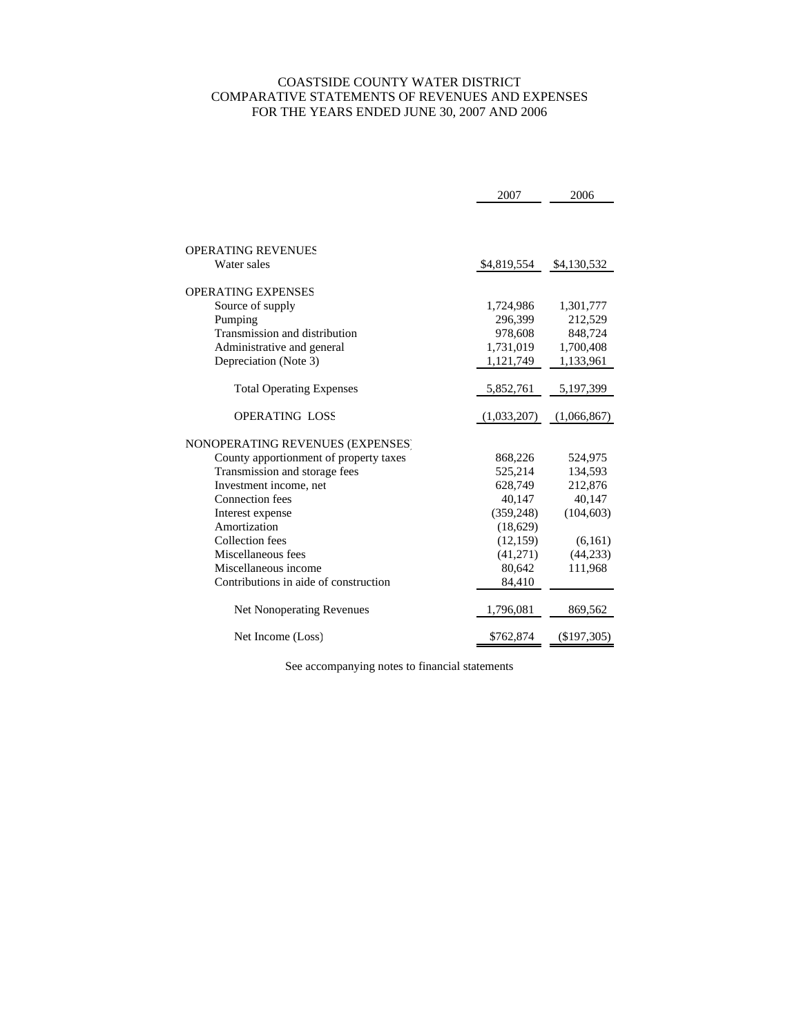# COASTSIDE COUNTY WATER DISTRICT
## COMPARATIVE STATEMENTS OF REVENUES AND EXPENSES
### FOR THE YEARS ENDED JUNE 30, 2007 AND 2006

| | 2007 | 2006 |
|---|---|---|
| OPERATING REVENUES | | |
| Water sales | $4,819,554 | $4,130,532 |
| OPERATING EXPENSES | | |
| Source of supply | 1,724,986 | 1,301,777 |
| Pumping | 296,399 | 212,529 |
| Transmission and distribution | 978,608 | 848,724 |
| Administrative and general | 1,731,019 | 1,700,408 |
| Depreciation (Note 3) | 1,121,749 | 1,133,961 |
| Total Operating Expenses | 5,852,761 | 5,197,399 |
| OPERATING LOSS | (1,033,207) | (1,066,867) |
| NONOPERATING REVENUES (EXPENSES) | | |
| County apportionment of property taxes | 868,226 | 524,975 |
| Transmission and storage fees | 525,214 | 134,593 |
| Investment income, net | 628,749 | 212,876 |
| Connection fees | 40,147 | 40,147 |
| Interest expense | (359,248) | (104,603) |
| Amortization | (18,629) | |
| Collection fees | (12,159) | (6,161) |
| Miscellaneous fees | (41,271) | (44,233) |
| Miscellaneous income | 80,642 | 111,968 |
| Contributions in aide of construction | 84,410 | |
| Net Nonoperating Revenues | 1,796,081 | 869,562 |
| Net Income (Loss) | $762,874 | ($197,305) |

See accompanying notes to financial statements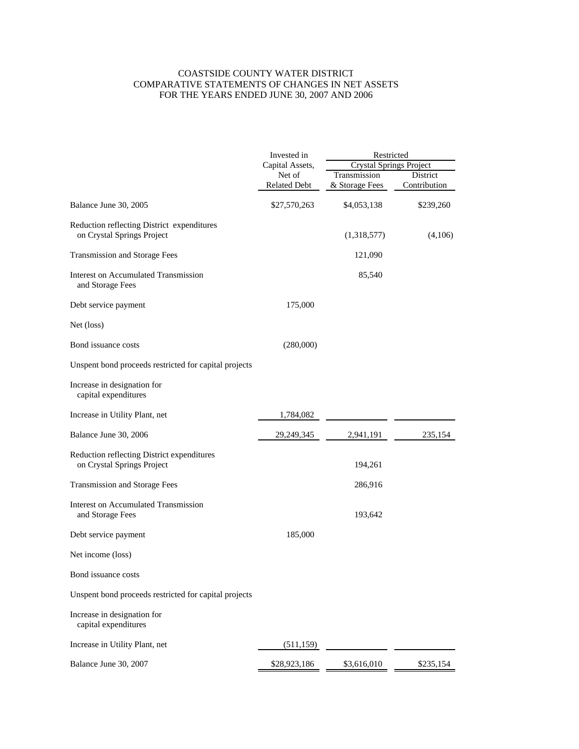# COASTSIDE COUNTY WATER DISTRICT
## COMPARATIVE STATEMENTS OF CHANGES IN NET ASSETS
## FOR THE YEARS ENDED JUNE 30, 2007 AND 2006

| | Invested in Capital Assets, Net of Related Debt | Restricted Crystal Springs Project Transmission & Storage Fees | Restricted Crystal Springs Project District Contribution |
|---|---|---|---|
| Balance June 30, 2005 | $27,570,263 | $4,053,138 | $239,260 |
| Reduction reflecting District expenditures on Crystal Springs Project | | (1,318,577) | (4,106) |
| Transmission and Storage Fees | | 121,090 | |
| Interest on Accumulated Transmission and Storage Fees | | 85,540 | |
| Debt service payment | 175,000 | | |
| Net (loss) | | | |
| Bond issuance costs | (280,000) | | |
| Unspent bond proceeds restricted for capital projects | | | |
| Increase in designation for capital expenditures | | | |
| Increase in Utility Plant, net | 1,784,082 | | |
| Balance June 30, 2006 | 29,249,345 | 2,941,191 | 235,154 |
| Reduction reflecting District expenditures on Crystal Springs Project | | 194,261 | |
| Transmission and Storage Fees | | 286,916 | |
| Interest on Accumulated Transmission and Storage Fees | | 193,642 | |
| Debt service payment | 185,000 | | |
| Net income (loss) | | | |
| Bond issuance costs | | | |
| Unspent bond proceeds restricted for capital projects | | | |
| Increase in designation for capital expenditures | | | |
| Increase in Utility Plant, net | (511,159) | | |
| Balance June 30, 2007 | $28,923,186 | $3,616,010 | $235,154 |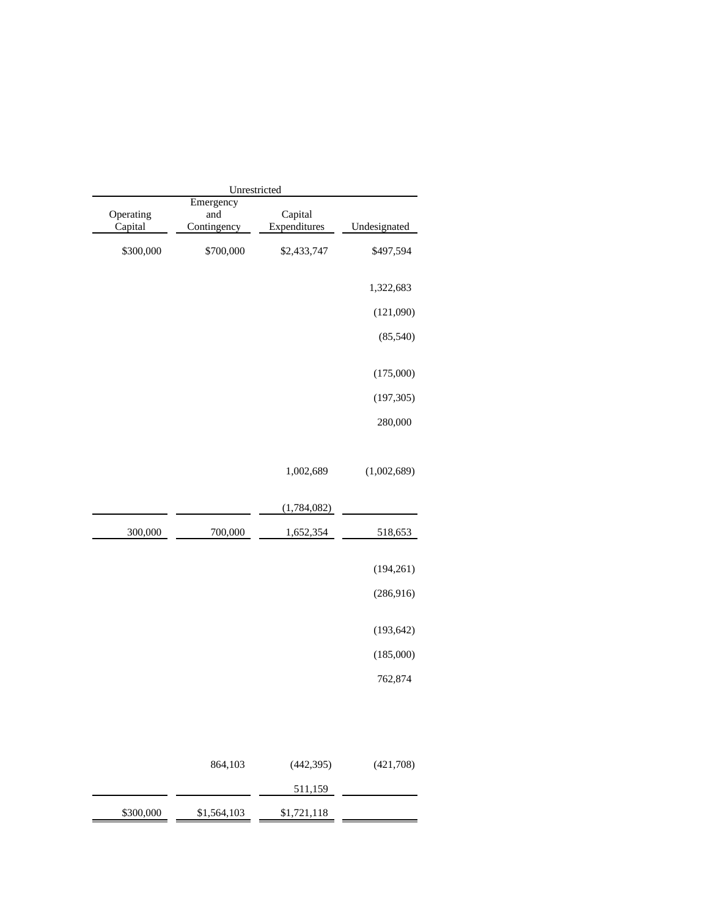| Unrestricted | | | |
|---|---|---|---|
| Operating Capital | Emergency and Contingency | Capital Expenditures | Undesignated |
| $300,000 | $700,000 | $2,433,747 | $497,594 |
| | | | 1,322,683 |
| | | | (121,090) |
| | | | (85,540) |
| | | | (175,000) |
| | | | (197,305) |
| | | | 280,000 |
| | | 1,002,689 | (1,002,689) |
| | | (1,784,082) | |
| 300,000 | 700,000 | 1,652,354 | 518,653 |
| | | | (194,261) |
| | | | (286,916) |
| | | | (193,642) |
| | | | (185,000) |
| | | | 762,874 |
| | 864,103 | (442,395) | (421,708) |
| | | 511,159 | |
| $300,000 | $1,564,103 | $1,721,118 | |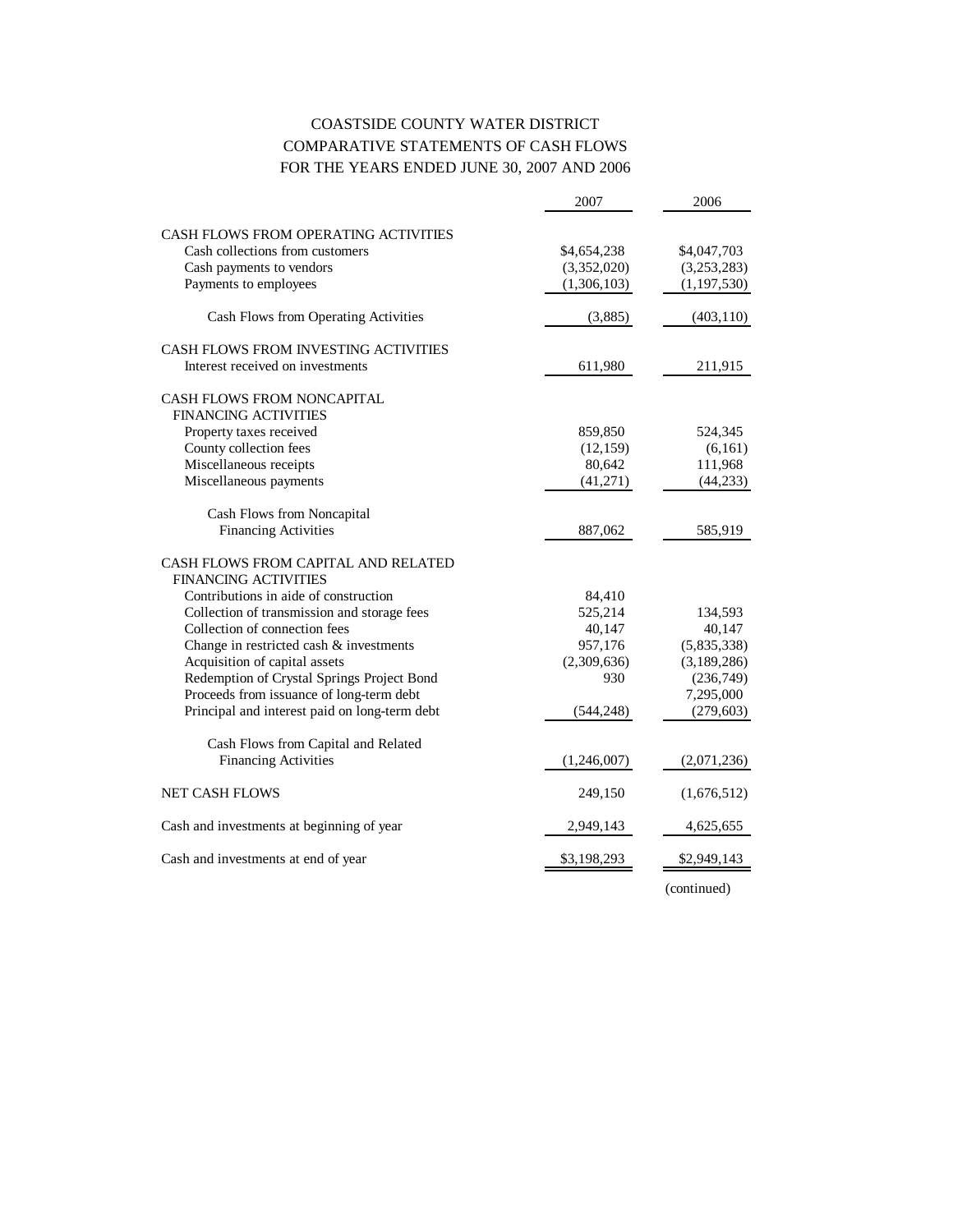# COASTSIDE COUNTY WATER DISTRICT
## COMPARATIVE STATEMENTS OF CASH FLOWS
## FOR THE YEARS ENDED JUNE 30, 2007 AND 2006

| | 2007 | 2006 |
|---|---|---|
| CASH FLOWS FROM OPERATING ACTIVITIES | | |
| Cash collections from customers | $4,654,238 | $4,047,703 |
| Cash payments to vendors | (3,352,020) | (3,253,283) |
| Payments to employees | (1,306,103) | (1,197,530) |
| Cash Flows from Operating Activities | (3,885) | (403,110) |
| CASH FLOWS FROM INVESTING ACTIVITIES | | |
| Interest received on investments | 611,980 | 211,915 |
| CASH FLOWS FROM NONCAPITAL FINANCING ACTIVITIES | | |
| Property taxes received | 859,850 | 524,345 |
| County collection fees | (12,159) | (6,161) |
| Miscellaneous receipts | 80,642 | 111,968 |
| Miscellaneous payments | (41,271) | (44,233) |
| Cash Flows from Noncapital Financing Activities | 887,062 | 585,919 |
| CASH FLOWS FROM CAPITAL AND RELATED FINANCING ACTIVITIES | | |
| Contributions in aide of construction | 84,410 | |
| Collection of transmission and storage fees | 525,214 | 134,593 |
| Collection of connection fees | 40,147 | 40,147 |
| Change in restricted cash & investments | 957,176 | (5,835,338) |
| Acquisition of capital assets | (2,309,636) | (3,189,286) |
| Redemption of Crystal Springs Project Bond | 930 | (236,749) |
| Proceeds from issuance of long-term debt | | 7,295,000 |
| Principal and interest paid on long-term debt | (544,248) | (279,603) |
| Cash Flows from Capital and Related Financing Activities | (1,246,007) | (2,071,236) |
| NET CASH FLOWS | 249,150 | (1,676,512) |
| Cash and investments at beginning of year | 2,949,143 | 4,625,655 |
| Cash and investments at end of year | $3,198,293 | $2,949,143 |

(continued)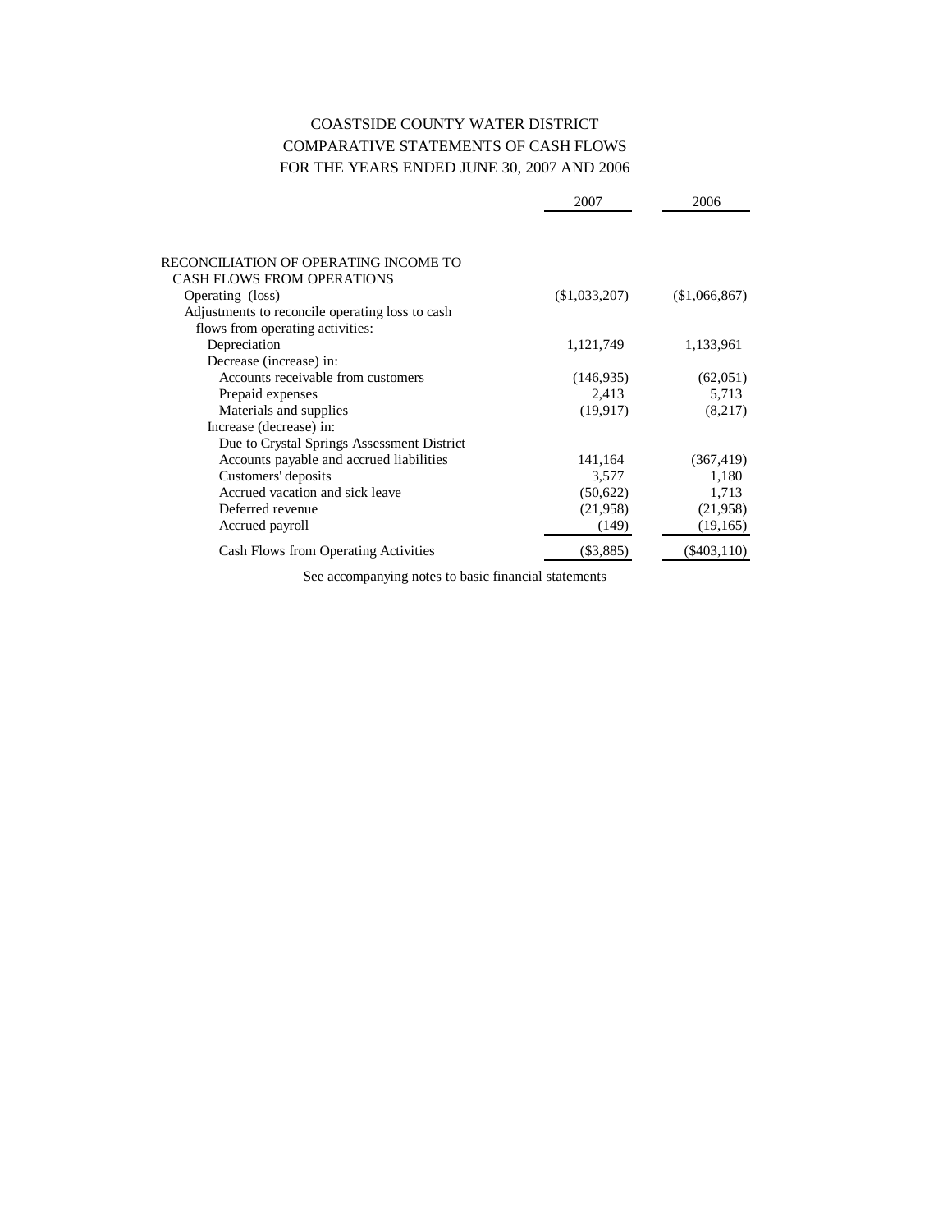# COASTSIDE COUNTY WATER DISTRICT
## COMPARATIVE STATEMENTS OF CASH FLOWS
## FOR THE YEARS ENDED JUNE 30, 2007 AND 2006

| | 2007 | 2006 |
|---|---|---|
| RECONCILIATION OF OPERATING INCOME TO CASH FLOWS FROM OPERATIONS | | |
| Operating (loss) | ($1,033,207) | ($1,066,867) |
| Adjustments to reconcile operating loss to cash flows from operating activities: | | |
| Depreciation | 1,121,749 | 1,133,961 |
| Decrease (increase) in: | | |
| Accounts receivable from customers | (146,935) | (62,051) |
| Prepaid expenses | 2,413 | 5,713 |
| Materials and supplies | (19,917) | (8,217) |
| Increase (decrease) in: | | |
| Due to Crystal Springs Assessment District | | |
| Accounts payable and accrued liabilities | 141,164 | (367,419) |
| Customers' deposits | 3,577 | 1,180 |
| Accrued vacation and sick leave | (50,622) | 1,713 |
| Deferred revenue | (21,958) | (21,958) |
| Accrued payroll | (149) | (19,165) |
| Cash Flows from Operating Activities | ($3,885) | ($403,110) |

See accompanying notes to basic financial statements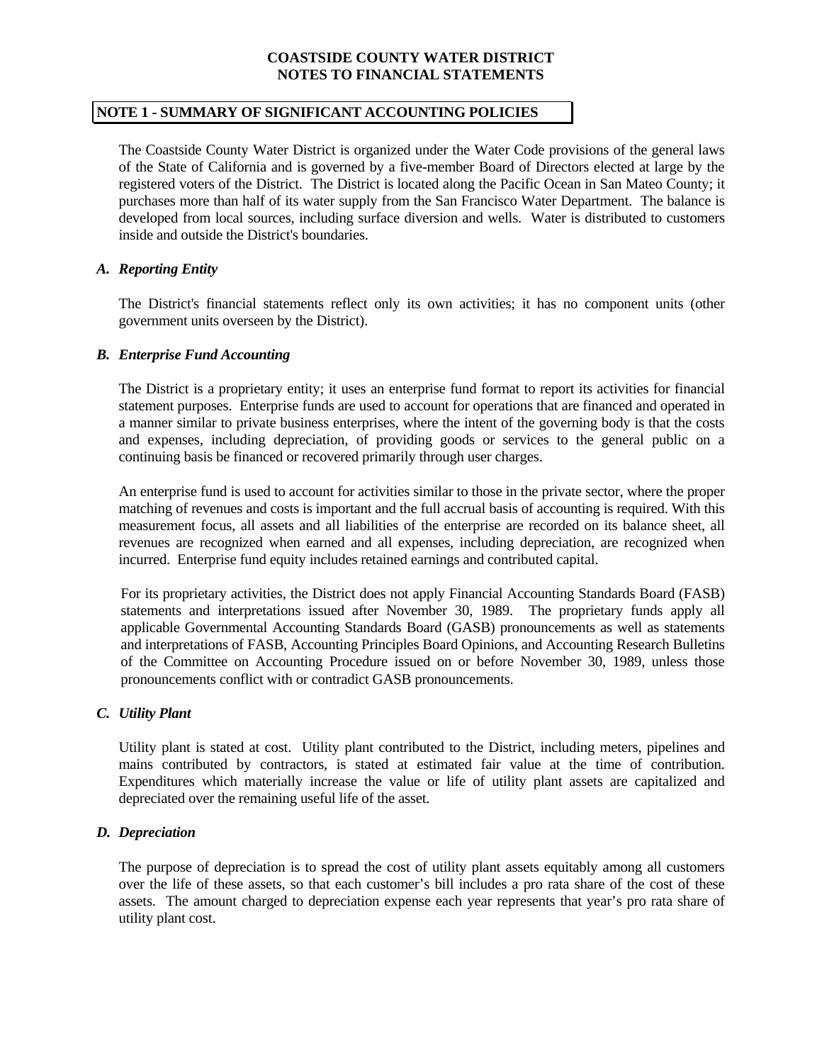# COASTSIDE COUNTY WATER DISTRICT
# NOTES TO FINANCIAL STATEMENTS

## NOTE 1 - SUMMARY OF SIGNIFICANT ACCOUNTING POLICIES

The Coastside County Water District is organized under the Water Code provisions of the general laws of the State of California and is governed by a five-member Board of Directors elected at large by the registered voters of the District. The District is located along the Pacific Ocean in San Mateo County; it purchases more than half of its water supply from the San Francisco Water Department. The balance is developed from local sources, including surface diversion and wells. Water is distributed to customers inside and outside the District's boundaries.

### *A. Reporting Entity*

The District's financial statements reflect only its own activities; it has no component units (other government units overseen by the District).

### *B. Enterprise Fund Accounting*

The District is a proprietary entity; it uses an enterprise fund format to report its activities for financial statement purposes. Enterprise funds are used to account for operations that are financed and operated in a manner similar to private business enterprises, where the intent of the governing body is that the costs and expenses, including depreciation, of providing goods or services to the general public on a continuing basis be financed or recovered primarily through user charges.

An enterprise fund is used to account for activities similar to those in the private sector, where the proper matching of revenues and costs is important and the full accrual basis of accounting is required. With this measurement focus, all assets and all liabilities of the enterprise are recorded on its balance sheet, all revenues are recognized when earned and all expenses, including depreciation, are recognized when incurred. Enterprise fund equity includes retained earnings and contributed capital.

For its proprietary activities, the District does not apply Financial Accounting Standards Board (FASB) statements and interpretations issued after November 30, 1989. The proprietary funds apply all applicable Governmental Accounting Standards Board (GASB) pronouncements as well as statements and interpretations of FASB, Accounting Principles Board Opinions, and Accounting Research Bulletins of the Committee on Accounting Procedure issued on or before November 30, 1989, unless those pronouncements conflict with or contradict GASB pronouncements.

### *C. Utility Plant*

Utility plant is stated at cost. Utility plant contributed to the District, including meters, pipelines and mains contributed by contractors, is stated at estimated fair value at the time of contribution. Expenditures which materially increase the value or life of utility plant assets are capitalized and depreciated over the remaining useful life of the asset.

### *D. Depreciation*

The purpose of depreciation is to spread the cost of utility plant assets equitably among all customers over the life of these assets, so that each customer's bill includes a pro rata share of the cost of these assets. The amount charged to depreciation expense each year represents that year's pro rata share of utility plant cost.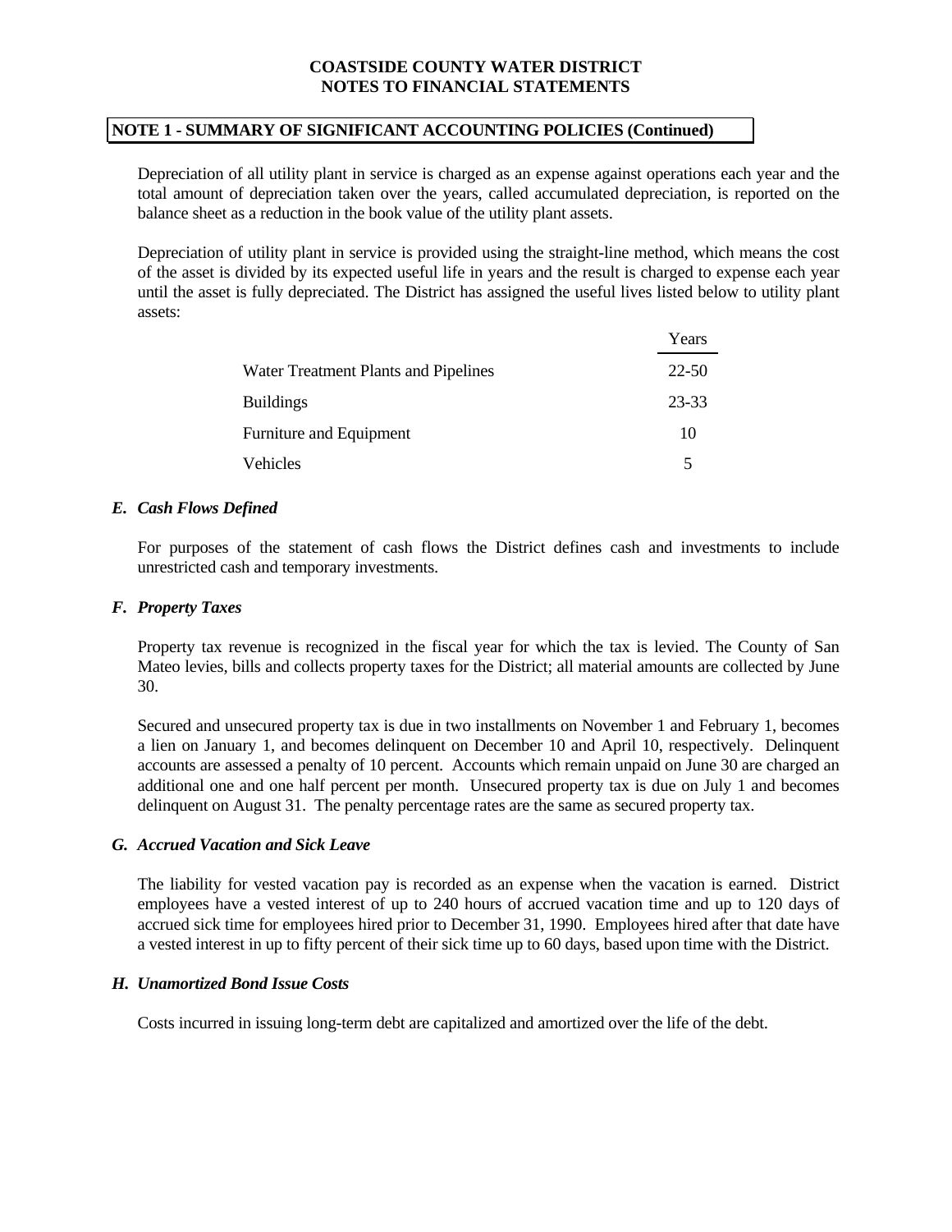# COASTSIDE COUNTY WATER DISTRICT
# NOTES TO FINANCIAL STATEMENTS

## NOTE 1 - SUMMARY OF SIGNIFICANT ACCOUNTING POLICIES (Continued)

Depreciation of all utility plant in service is charged as an expense against operations each year and the total amount of depreciation taken over the years, called accumulated depreciation, is reported on the balance sheet as a reduction in the book value of the utility plant assets.

Depreciation of utility plant in service is provided using the straight-line method, which means the cost of the asset is divided by its expected useful life in years and the result is charged to expense each year until the asset is fully depreciated. The District has assigned the useful lives listed below to utility plant assets:

| | Years |
|---|---|
| Water Treatment Plants and Pipelines | 22-50 |
| Buildings | 23-33 |
| Furniture and Equipment | 10 |
| Vehicles | 5 |

### *E. Cash Flows Defined*

For purposes of the statement of cash flows the District defines cash and investments to include unrestricted cash and temporary investments.

### *F. Property Taxes*

Property tax revenue is recognized in the fiscal year for which the tax is levied. The County of San Mateo levies, bills and collects property taxes for the District; all material amounts are collected by June 30.

Secured and unsecured property tax is due in two installments on November 1 and February 1, becomes a lien on January 1, and becomes delinquent on December 10 and April 10, respectively. Delinquent accounts are assessed a penalty of 10 percent. Accounts which remain unpaid on June 30 are charged an additional one and one half percent per month. Unsecured property tax is due on July 1 and becomes delinquent on August 31. The penalty percentage rates are the same as secured property tax.

### *G. Accrued Vacation and Sick Leave*

The liability for vested vacation pay is recorded as an expense when the vacation is earned. District employees have a vested interest of up to 240 hours of accrued vacation time and up to 120 days of accrued sick time for employees hired prior to December 31, 1990. Employees hired after that date have a vested interest in up to fifty percent of their sick time up to 60 days, based upon time with the District.

### *H. Unamortized Bond Issue Costs*

Costs incurred in issuing long-term debt are capitalized and amortized over the life of the debt.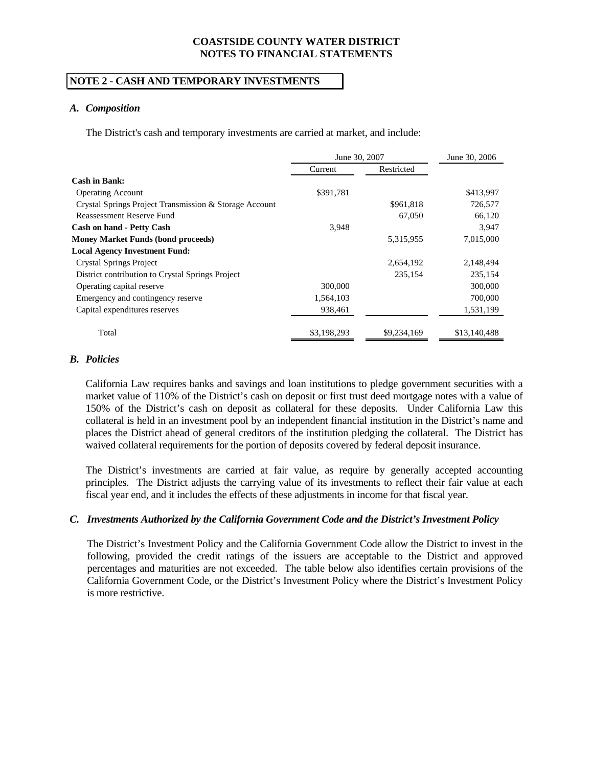**COASTSIDE COUNTY WATER DISTRICT**
**NOTES TO FINANCIAL STATEMENTS**

## NOTE 2 - CASH AND TEMPORARY INVESTMENTS

### *A. Composition*

The District's cash and temporary investments are carried at market, and include:

| | June 30, 2007 | | June 30, 2006 |
|---|---|---|---|
| | Current | Restricted | |
| **Cash in Bank:** | | | |
| Operating Account | $391,781 | | $413,997 |
| Crystal Springs Project Transmission & Storage Account | | $961,818 | 726,577 |
| Reassessment Reserve Fund | | 67,050 | 66,120 |
| **Cash on hand - Petty Cash** | 3,948 | | 3,947 |
| **Money Market Funds (bond proceeds)** | | 5,315,955 | 7,015,000 |
| **Local Agency Investment Fund:** | | | |
| Crystal Springs Project | | 2,654,192 | 2,148,494 |
| District contribution to Crystal Springs Project | | 235,154 | 235,154 |
| Operating capital reserve | 300,000 | | 300,000 |
| Emergency and contingency reserve | 1,564,103 | | 700,000 |
| Capital expenditures reserves | 938,461 | | 1,531,199 |
| Total | $3,198,293 | $9,234,169 | $13,140,488 |

### *B. Policies*

California Law requires banks and savings and loan institutions to pledge government securities with a market value of 110% of the District's cash on deposit or first trust deed mortgage notes with a value of 150% of the District's cash on deposit as collateral for these deposits. Under California Law this collateral is held in an investment pool by an independent financial institution in the District's name and places the District ahead of general creditors of the institution pledging the collateral. The District has waived collateral requirements for the portion of deposits covered by federal deposit insurance.

The District's investments are carried at fair value, as require by generally accepted accounting principles. The District adjusts the carrying value of its investments to reflect their fair value at each fiscal year end, and it includes the effects of these adjustments in income for that fiscal year.

### *C. Investments Authorized by the California Government Code and the District's Investment Policy*

The District's Investment Policy and the California Government Code allow the District to invest in the following, provided the credit ratings of the issuers are acceptable to the District and approved percentages and maturities are not exceeded. The table below also identifies certain provisions of the California Government Code, or the District's Investment Policy where the District's Investment Policy is more restrictive.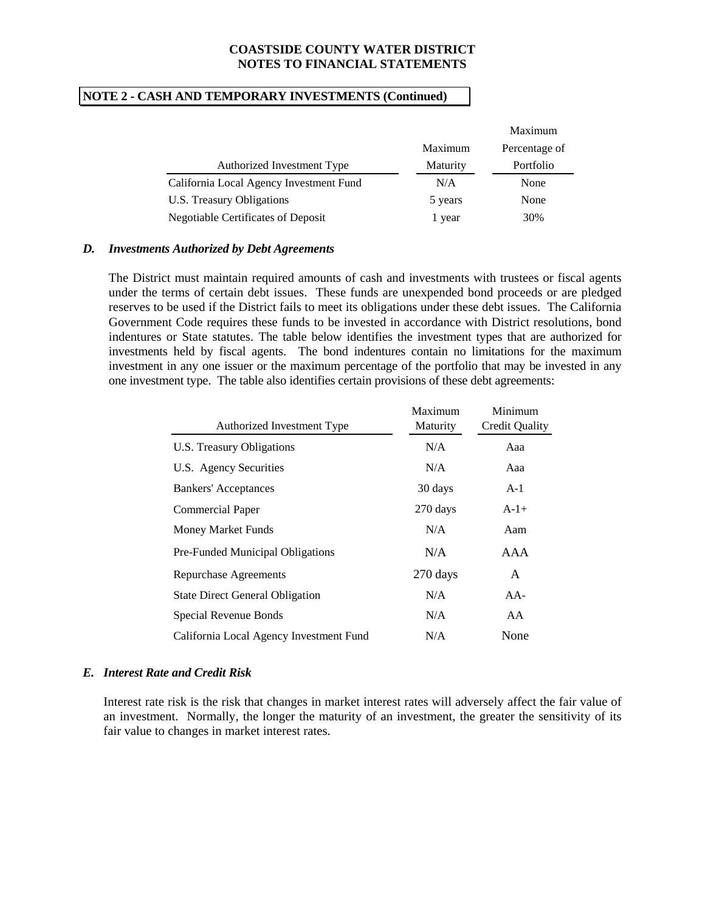## NOTE 2 - CASH AND TEMPORARY INVESTMENTS (Continued)

| Authorized Investment Type | Maximum Maturity | Maximum Percentage of Portfolio |
|---|---|---|
| California Local Agency Investment Fund | N/A | None |
| U.S. Treasury Obligations | 5 years | None |
| Negotiable Certificates of Deposit | 1 year | 30% |

### *D. Investments Authorized by Debt Agreements*

The District must maintain required amounts of cash and investments with trustees or fiscal agents under the terms of certain debt issues. These funds are unexpended bond proceeds or are pledged reserves to be used if the District fails to meet its obligations under these debt issues. The California Government Code requires these funds to be invested in accordance with District resolutions, bond indentures or State statutes. The table below identifies the investment types that are authorized for investments held by fiscal agents. The bond indentures contain no limitations for the maximum investment in any one issuer or the maximum percentage of the portfolio that may be invested in any one investment type. The table also identifies certain provisions of these debt agreements:

| Authorized Investment Type | Maximum Maturity | Minimum Credit Quality |
|---|---|---|
| U.S. Treasury Obligations | N/A | Aaa |
| U.S. Agency Securities | N/A | Aaa |
| Bankers' Acceptances | 30 days | A-1 |
| Commercial Paper | 270 days | A-1+ |
| Money Market Funds | N/A | Aam |
| Pre-Funded Municipal Obligations | N/A | AAA |
| Repurchase Agreements | 270 days | A |
| State Direct General Obligation | N/A | AA- |
| Special Revenue Bonds | N/A | AA |
| California Local Agency Investment Fund | N/A | None |

### *E. Interest Rate and Credit Risk*

Interest rate risk is the risk that changes in market interest rates will adversely affect the fair value of an investment. Normally, the longer the maturity of an investment, the greater the sensitivity of its fair value to changes in market interest rates.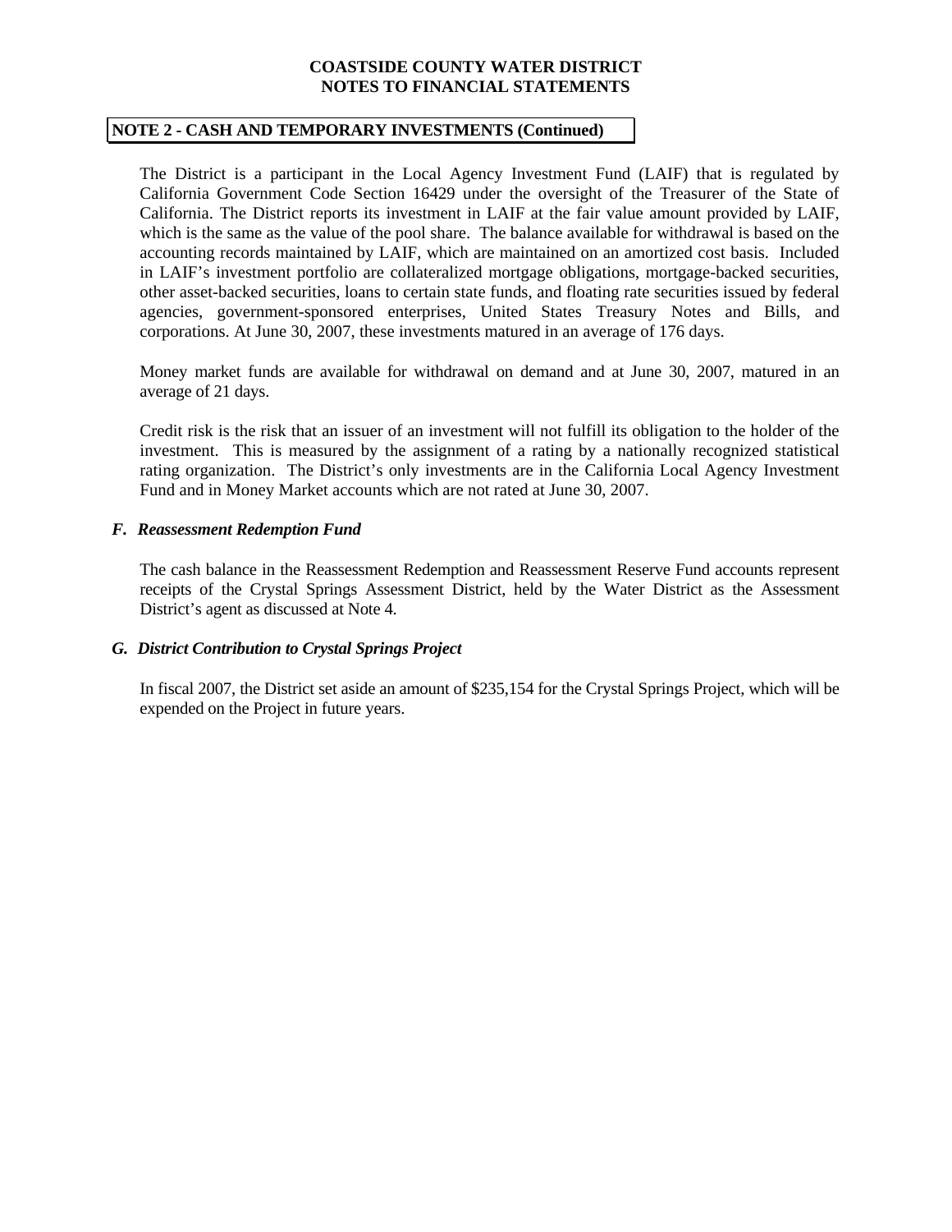## NOTE 2 - CASH AND TEMPORARY INVESTMENTS (Continued)

The District is a participant in the Local Agency Investment Fund (LAIF) that is regulated by California Government Code Section 16429 under the oversight of the Treasurer of the State of California. The District reports its investment in LAIF at the fair value amount provided by LAIF, which is the same as the value of the pool share. The balance available for withdrawal is based on the accounting records maintained by LAIF, which are maintained on an amortized cost basis. Included in LAIF's investment portfolio are collateralized mortgage obligations, mortgage-backed securities, other asset-backed securities, loans to certain state funds, and floating rate securities issued by federal agencies, government-sponsored enterprises, United States Treasury Notes and Bills, and corporations. At June 30, 2007, these investments matured in an average of 176 days.

Money market funds are available for withdrawal on demand and at June 30, 2007, matured in an average of 21 days.

Credit risk is the risk that an issuer of an investment will not fulfill its obligation to the holder of the investment. This is measured by the assignment of a rating by a nationally recognized statistical rating organization. The District's only investments are in the California Local Agency Investment Fund and in Money Market accounts which are not rated at June 30, 2007.

### *F. Reassessment Redemption Fund*

The cash balance in the Reassessment Redemption and Reassessment Reserve Fund accounts represent receipts of the Crystal Springs Assessment District, held by the Water District as the Assessment District's agent as discussed at Note 4.

### *G. District Contribution to Crystal Springs Project*

In fiscal 2007, the District set aside an amount of $235,154 for the Crystal Springs Project, which will be expended on the Project in future years.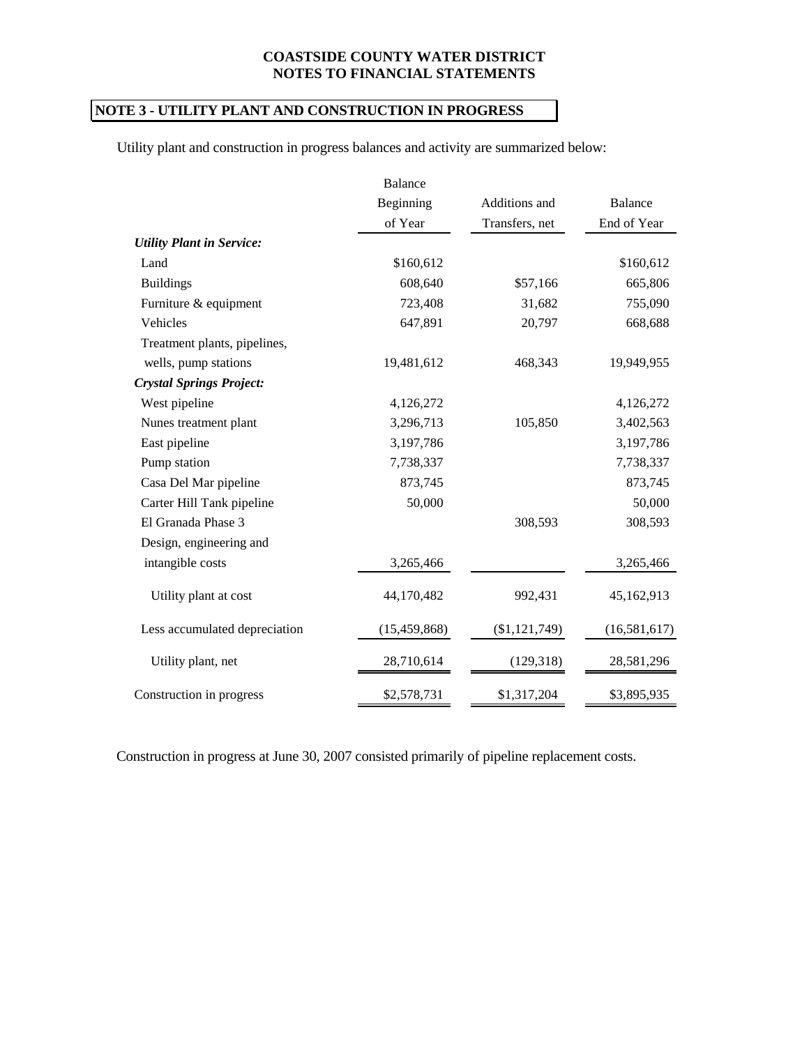**COASTSIDE COUNTY WATER DISTRICT**
**NOTES TO FINANCIAL STATEMENTS**

## NOTE 3 - UTILITY PLANT AND CONSTRUCTION IN PROGRESS

Utility plant and construction in progress balances and activity are summarized below:

| | Balance Beginning of Year | Additions and Transfers, net | Balance End of Year |
|---|---|---|---|
| ***Utility Plant in Service:*** | | | |
| Land | $160,612 | | $160,612 |
| Buildings | 608,640 | $57,166 | 665,806 |
| Furniture & equipment | 723,408 | 31,682 | 755,090 |
| Vehicles | 647,891 | 20,797 | 668,688 |
| Treatment plants, pipelines, wells, pump stations | 19,481,612 | 468,343 | 19,949,955 |
| ***Crystal Springs Project:*** | | | |
| West pipeline | 4,126,272 | | 4,126,272 |
| Nunes treatment plant | 3,296,713 | 105,850 | 3,402,563 |
| East pipeline | 3,197,786 | | 3,197,786 |
| Pump station | 7,738,337 | | 7,738,337 |
| Casa Del Mar pipeline | 873,745 | | 873,745 |
| Carter Hill Tank pipeline | 50,000 | | 50,000 |
| El Granada Phase 3 | | 308,593 | 308,593 |
| Design, engineering and intangible costs | 3,265,466 | | 3,265,466 |
| Utility plant at cost | 44,170,482 | 992,431 | 45,162,913 |
| Less accumulated depreciation | (15,459,868) | ($1,121,749) | (16,581,617) |
| Utility plant, net | 28,710,614 | (129,318) | 28,581,296 |
| Construction in progress | $2,578,731 | $1,317,204 | $3,895,935 |

Construction in progress at June 30, 2007 consisted primarily of pipeline replacement costs.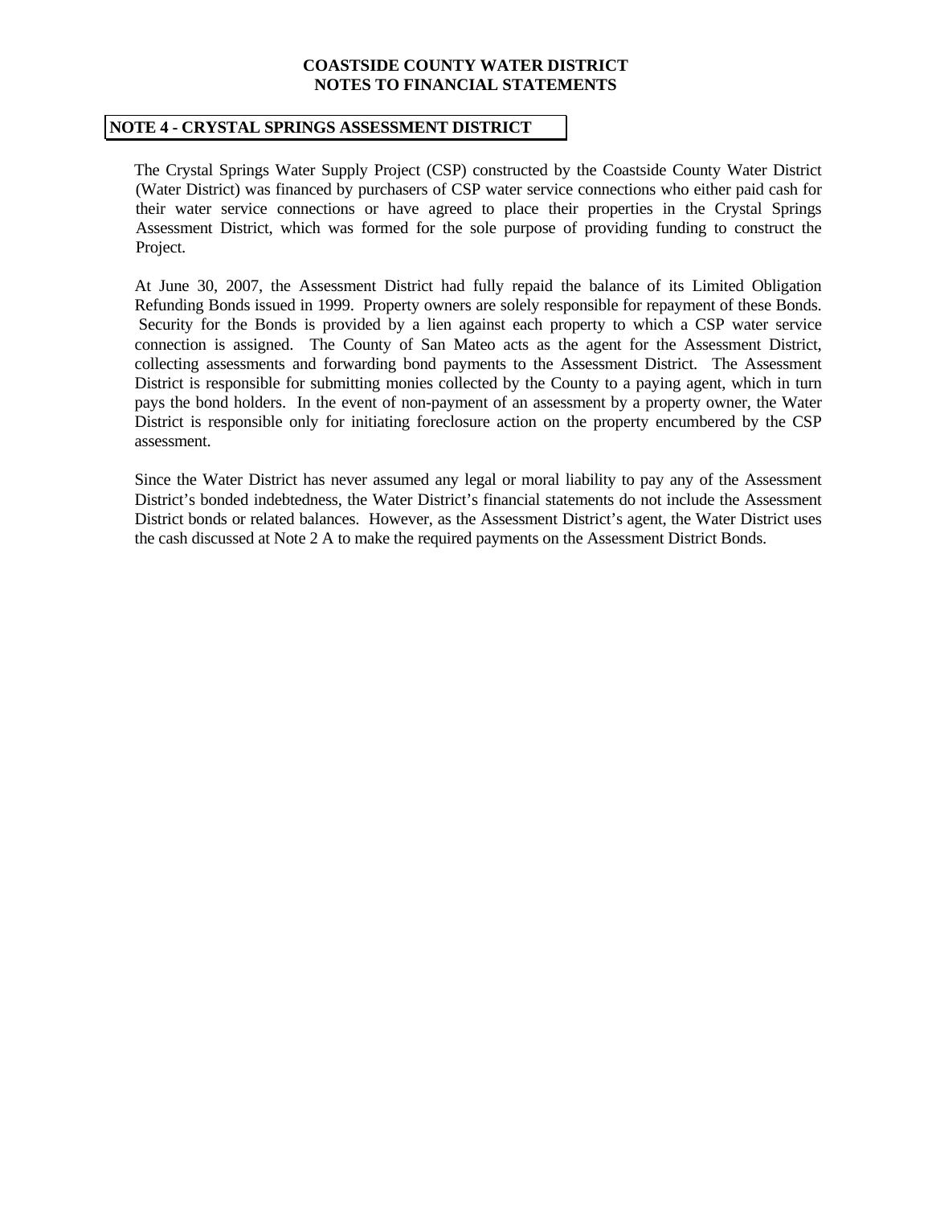# COASTSIDE COUNTY WATER DISTRICT
## NOTES TO FINANCIAL STATEMENTS

### NOTE 4 - CRYSTAL SPRINGS ASSESSMENT DISTRICT

The Crystal Springs Water Supply Project (CSP) constructed by the Coastside County Water District (Water District) was financed by purchasers of CSP water service connections who either paid cash for their water service connections or have agreed to place their properties in the Crystal Springs Assessment District, which was formed for the sole purpose of providing funding to construct the Project.

At June 30, 2007, the Assessment District had fully repaid the balance of its Limited Obligation Refunding Bonds issued in 1999. Property owners are solely responsible for repayment of these Bonds. Security for the Bonds is provided by a lien against each property to which a CSP water service connection is assigned. The County of San Mateo acts as the agent for the Assessment District, collecting assessments and forwarding bond payments to the Assessment District. The Assessment District is responsible for submitting monies collected by the County to a paying agent, which in turn pays the bond holders. In the event of non-payment of an assessment by a property owner, the Water District is responsible only for initiating foreclosure action on the property encumbered by the CSP assessment.

Since the Water District has never assumed any legal or moral liability to pay any of the Assessment District's bonded indebtedness, the Water District's financial statements do not include the Assessment District bonds or related balances. However, as the Assessment District's agent, the Water District uses the cash discussed at Note 2 A to make the required payments on the Assessment District Bonds.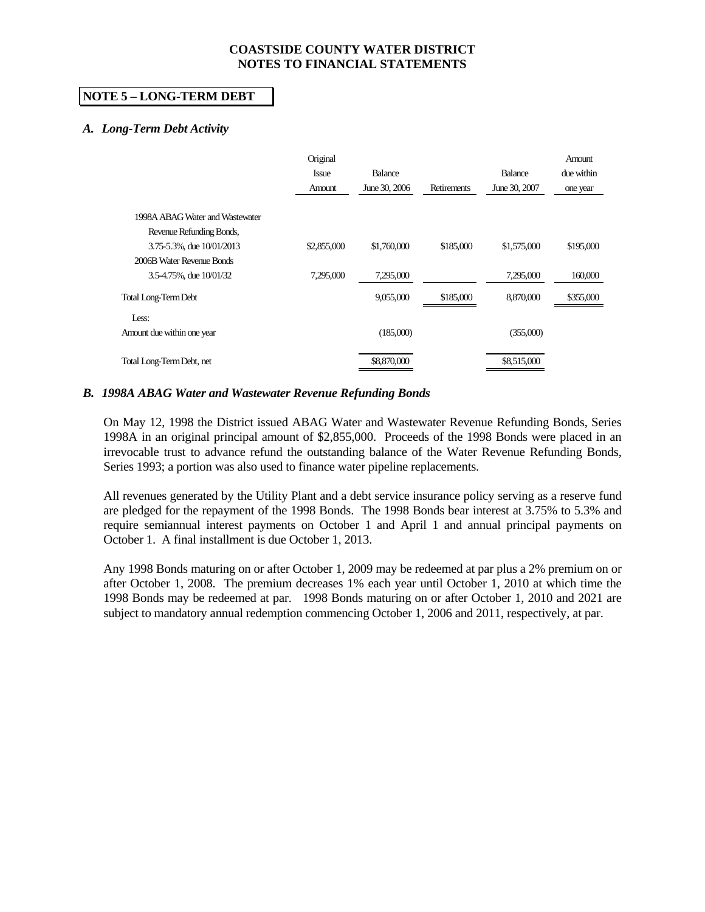**COASTSIDE COUNTY WATER DISTRICT**
**NOTES TO FINANCIAL STATEMENTS**

## NOTE 5 – LONG-TERM DEBT

### *A. Long-Term Debt Activity*

| | Original Issue Amount | Balance June 30, 2006 | Retirements | Balance June 30, 2007 | Amount due within one year |
|---|---|---|---|---|---|
| 1998A ABAG Water and Wastewater Revenue Refunding Bonds, 3.75-5.3%, due 10/01/2013 | $2,855,000 | $1,760,000 | $185,000 | $1,575,000 | $195,000 |
| 2006B Water Revenue Bonds 3.5-4.75%, due 10/01/32 | 7,295,000 | 7,295,000 | | 7,295,000 | 160,000 |
| Total Long-Term Debt | | 9,055,000 | $185,000 | 8,870,000 | $355,000 |
| Less: Amount due within one year | | (185,000) | | (355,000) | |
| Total Long-Term Debt, net | | $8,870,000 | | $8,515,000 | |

### *B. 1998A ABAG Water and Wastewater Revenue Refunding Bonds*

On May 12, 1998 the District issued ABAG Water and Wastewater Revenue Refunding Bonds, Series 1998A in an original principal amount of $2,855,000. Proceeds of the 1998 Bonds were placed in an irrevocable trust to advance refund the outstanding balance of the Water Revenue Refunding Bonds, Series 1993; a portion was also used to finance water pipeline replacements.

All revenues generated by the Utility Plant and a debt service insurance policy serving as a reserve fund are pledged for the repayment of the 1998 Bonds. The 1998 Bonds bear interest at 3.75% to 5.3% and require semiannual interest payments on October 1 and April 1 and annual principal payments on October 1. A final installment is due October 1, 2013.

Any 1998 Bonds maturing on or after October 1, 2009 may be redeemed at par plus a 2% premium on or after October 1, 2008. The premium decreases 1% each year until October 1, 2010 at which time the 1998 Bonds may be redeemed at par. 1998 Bonds maturing on or after October 1, 2010 and 2021 are subject to mandatory annual redemption commencing October 1, 2006 and 2011, respectively, at par.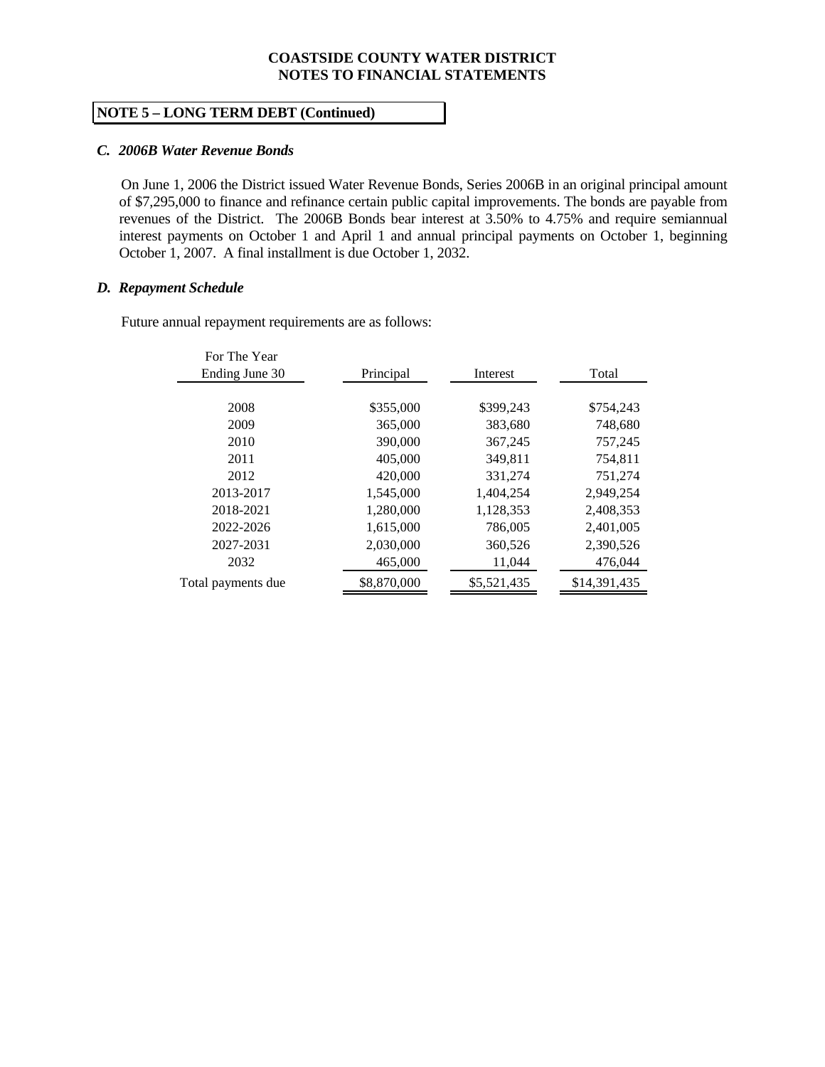# COASTSIDE COUNTY WATER DISTRICT
# NOTES TO FINANCIAL STATEMENTS

## NOTE 5 – LONG TERM DEBT (Continued)

### *C. 2006B Water Revenue Bonds*

On June 1, 2006 the District issued Water Revenue Bonds, Series 2006B in an original principal amount of $7,295,000 to finance and refinance certain public capital improvements. The bonds are payable from revenues of the District. The 2006B Bonds bear interest at 3.50% to 4.75% and require semiannual interest payments on October 1 and April 1 and annual principal payments on October 1, beginning October 1, 2007. A final installment is due October 1, 2032.

### *D. Repayment Schedule*

Future annual repayment requirements are as follows:

| For The Year Ending June 30 | Principal | Interest | Total |
|---|---|---|---|
| 2008 | $355,000 | $399,243 | $754,243 |
| 2009 | 365,000 | 383,680 | 748,680 |
| 2010 | 390,000 | 367,245 | 757,245 |
| 2011 | 405,000 | 349,811 | 754,811 |
| 2012 | 420,000 | 331,274 | 751,274 |
| 2013-2017 | 1,545,000 | 1,404,254 | 2,949,254 |
| 2018-2021 | 1,280,000 | 1,128,353 | 2,408,353 |
| 2022-2026 | 1,615,000 | 786,005 | 2,401,005 |
| 2027-2031 | 2,030,000 | 360,526 | 2,390,526 |
| 2032 | 465,000 | 11,044 | 476,044 |
| Total payments due | $8,870,000 | $5,521,435 | $14,391,435 |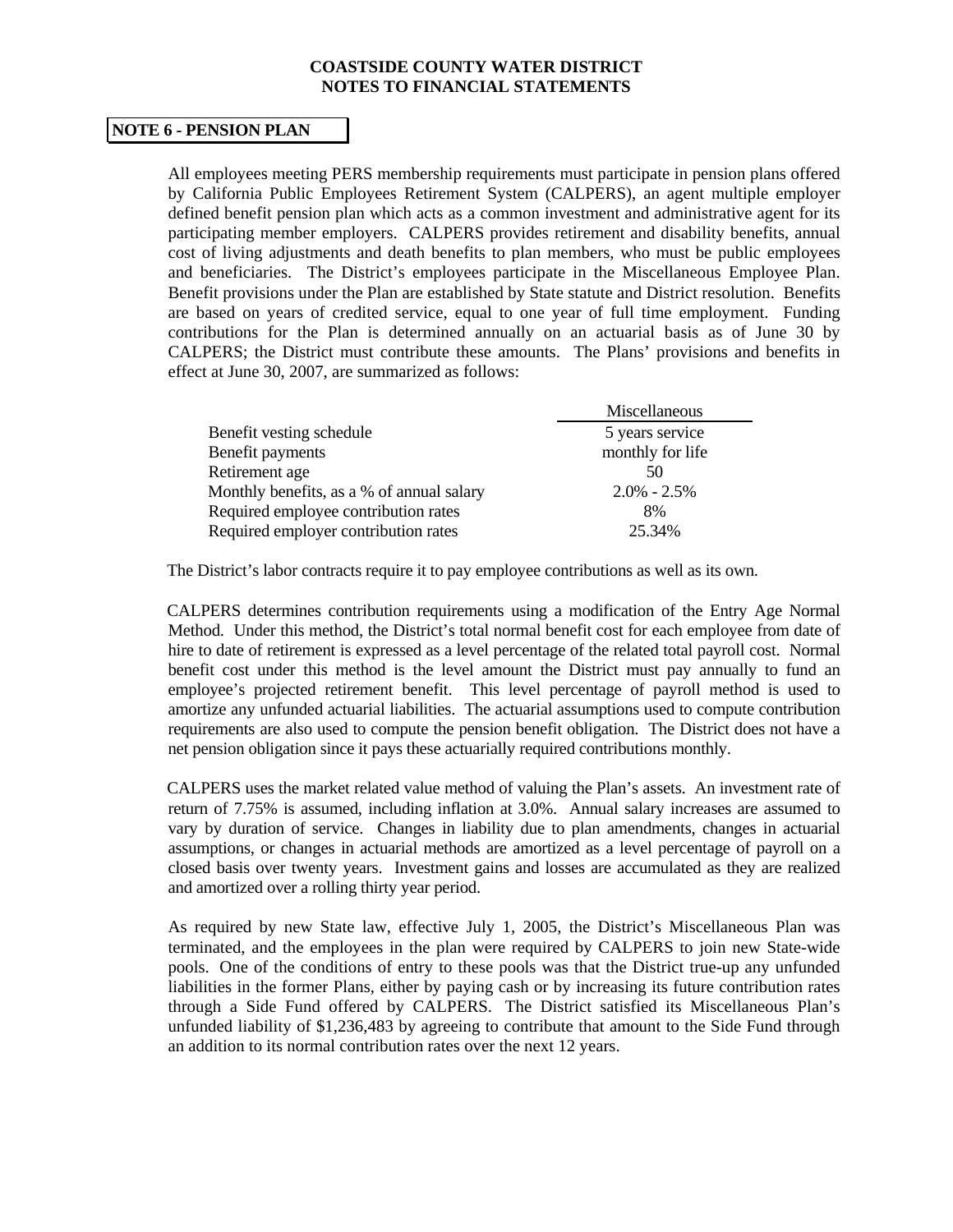**COASTSIDE COUNTY WATER DISTRICT**
**NOTES TO FINANCIAL STATEMENTS**

## NOTE 6 - PENSION PLAN

All employees meeting PERS membership requirements must participate in pension plans offered by California Public Employees Retirement System (CALPERS), an agent multiple employer defined benefit pension plan which acts as a common investment and administrative agent for its participating member employers. CALPERS provides retirement and disability benefits, annual cost of living adjustments and death benefits to plan members, who must be public employees and beneficiaries. The District's employees participate in the Miscellaneous Employee Plan. Benefit provisions under the Plan are established by State statute and District resolution. Benefits are based on years of credited service, equal to one year of full time employment. Funding contributions for the Plan is determined annually on an actuarial basis as of June 30 by CALPERS; the District must contribute these amounts. The Plans' provisions and benefits in effect at June 30, 2007, are summarized as follows:

| | Miscellaneous |
|---|---|
| Benefit vesting schedule | 5 years service |
| Benefit payments | monthly for life |
| Retirement age | 50 |
| Monthly benefits, as a % of annual salary | 2.0% - 2.5% |
| Required employee contribution rates | 8% |
| Required employer contribution rates | 25.34% |

The District's labor contracts require it to pay employee contributions as well as its own.

CALPERS determines contribution requirements using a modification of the Entry Age Normal Method. Under this method, the District's total normal benefit cost for each employee from date of hire to date of retirement is expressed as a level percentage of the related total payroll cost. Normal benefit cost under this method is the level amount the District must pay annually to fund an employee's projected retirement benefit. This level percentage of payroll method is used to amortize any unfunded actuarial liabilities. The actuarial assumptions used to compute contribution requirements are also used to compute the pension benefit obligation. The District does not have a net pension obligation since it pays these actuarially required contributions monthly.

CALPERS uses the market related value method of valuing the Plan's assets. An investment rate of return of 7.75% is assumed, including inflation at 3.0%. Annual salary increases are assumed to vary by duration of service. Changes in liability due to plan amendments, changes in actuarial assumptions, or changes in actuarial methods are amortized as a level percentage of payroll on a closed basis over twenty years. Investment gains and losses are accumulated as they are realized and amortized over a rolling thirty year period.

As required by new State law, effective July 1, 2005, the District's Miscellaneous Plan was terminated, and the employees in the plan were required by CALPERS to join new State-wide pools. One of the conditions of entry to these pools was that the District true-up any unfunded liabilities in the former Plans, either by paying cash or by increasing its future contribution rates through a Side Fund offered by CALPERS. The District satisfied its Miscellaneous Plan's unfunded liability of $1,236,483 by agreeing to contribute that amount to the Side Fund through an addition to its normal contribution rates over the next 12 years.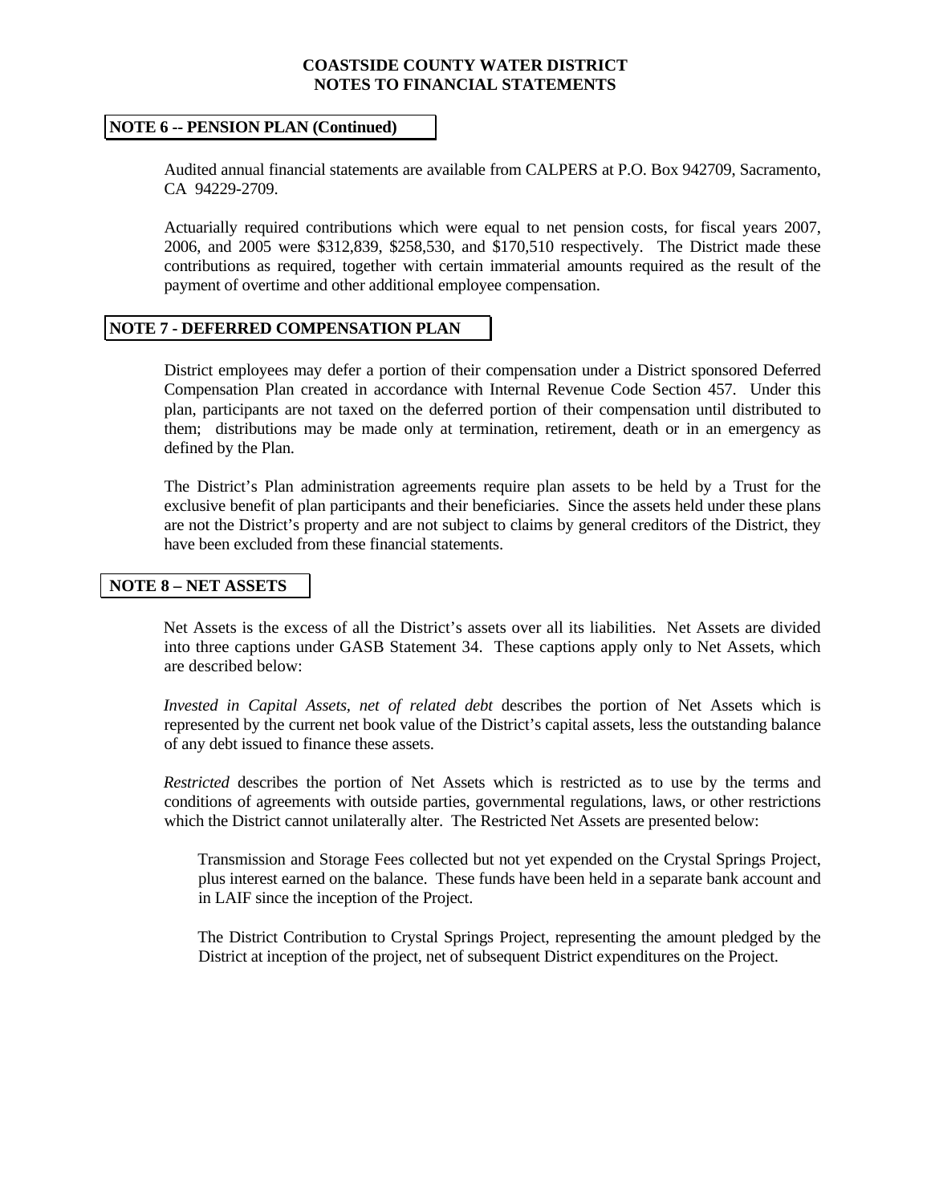# COASTSIDE COUNTY WATER DISTRICT
# NOTES TO FINANCIAL STATEMENTS

## NOTE 6 -- PENSION PLAN (Continued)

Audited annual financial statements are available from CALPERS at P.O. Box 942709, Sacramento, CA 94229-2709.

Actuarially required contributions which were equal to net pension costs, for fiscal years 2007, 2006, and 2005 were \$312,839, \$258,530, and \$170,510 respectively. The District made these contributions as required, together with certain immaterial amounts required as the result of the payment of overtime and other additional employee compensation.

## NOTE 7 - DEFERRED COMPENSATION PLAN

District employees may defer a portion of their compensation under a District sponsored Deferred Compensation Plan created in accordance with Internal Revenue Code Section 457. Under this plan, participants are not taxed on the deferred portion of their compensation until distributed to them; distributions may be made only at termination, retirement, death or in an emergency as defined by the Plan.

The District's Plan administration agreements require plan assets to be held by a Trust for the exclusive benefit of plan participants and their beneficiaries. Since the assets held under these plans are not the District's property and are not subject to claims by general creditors of the District, they have been excluded from these financial statements.

## NOTE 8 – NET ASSETS

Net Assets is the excess of all the District's assets over all its liabilities. Net Assets are divided into three captions under GASB Statement 34. These captions apply only to Net Assets, which are described below:

*Invested in Capital Assets, net of related debt* describes the portion of Net Assets which is represented by the current net book value of the District's capital assets, less the outstanding balance of any debt issued to finance these assets.

*Restricted* describes the portion of Net Assets which is restricted as to use by the terms and conditions of agreements with outside parties, governmental regulations, laws, or other restrictions which the District cannot unilaterally alter. The Restricted Net Assets are presented below:

Transmission and Storage Fees collected but not yet expended on the Crystal Springs Project, plus interest earned on the balance. These funds have been held in a separate bank account and in LAIF since the inception of the Project.

The District Contribution to Crystal Springs Project, representing the amount pledged by the District at inception of the project, net of subsequent District expenditures on the Project.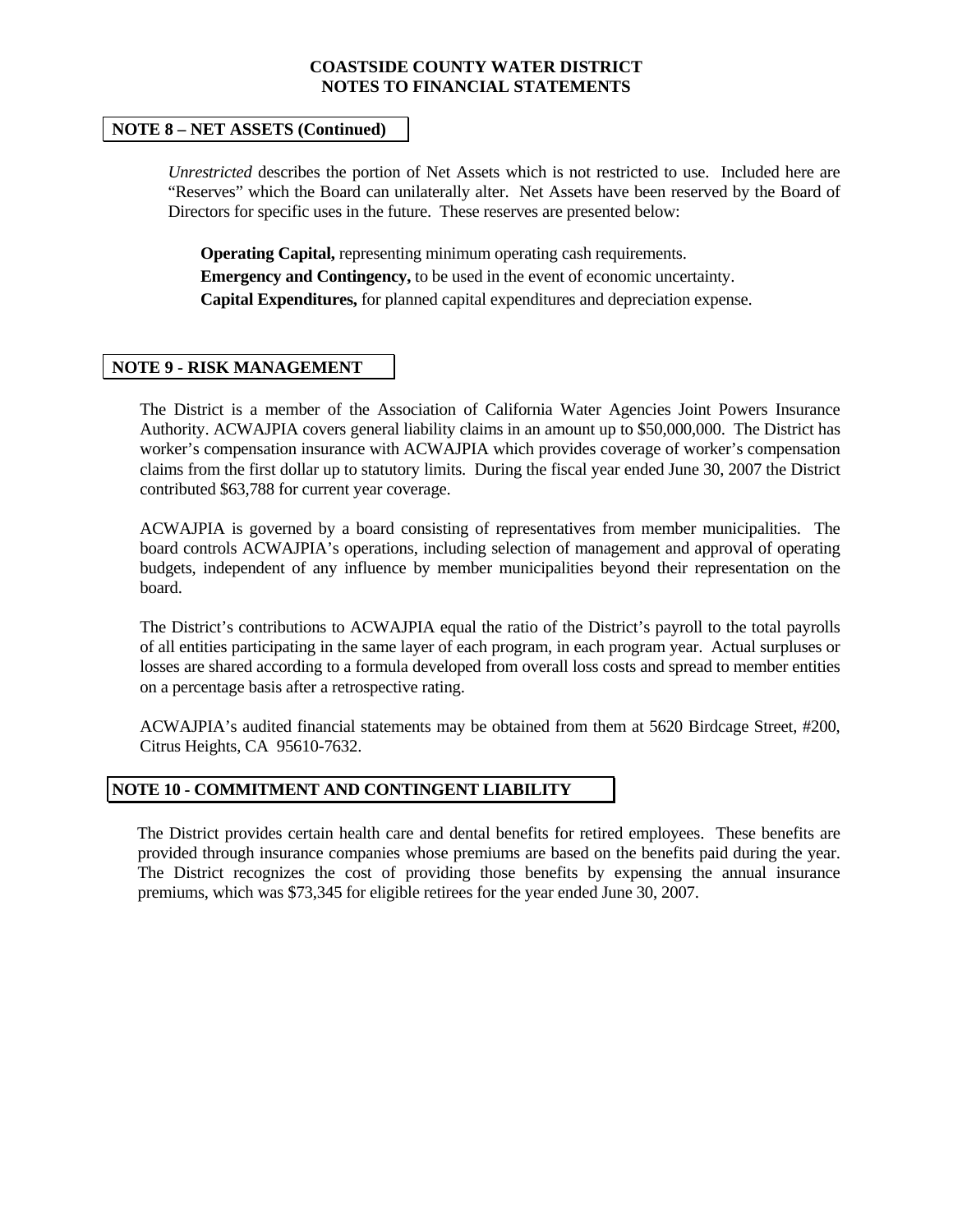**COASTSIDE COUNTY WATER DISTRICT**
**NOTES TO FINANCIAL STATEMENTS**

## NOTE 8 – NET ASSETS (Continued)

*Unrestricted* describes the portion of Net Assets which is not restricted to use. Included here are "Reserves" which the Board can unilaterally alter. Net Assets have been reserved by the Board of Directors for specific uses in the future. These reserves are presented below:

**Operating Capital,** representing minimum operating cash requirements.
**Emergency and Contingency,** to be used in the event of economic uncertainty.
**Capital Expenditures,** for planned capital expenditures and depreciation expense.

## NOTE 9 - RISK MANAGEMENT

The District is a member of the Association of California Water Agencies Joint Powers Insurance Authority. ACWAJPIA covers general liability claims in an amount up to $50,000,000. The District has worker's compensation insurance with ACWAJPIA which provides coverage of worker's compensation claims from the first dollar up to statutory limits. During the fiscal year ended June 30, 2007 the District contributed $63,788 for current year coverage.

ACWAJPIA is governed by a board consisting of representatives from member municipalities. The board controls ACWAJPIA's operations, including selection of management and approval of operating budgets, independent of any influence by member municipalities beyond their representation on the board.

The District's contributions to ACWAJPIA equal the ratio of the District's payroll to the total payrolls of all entities participating in the same layer of each program, in each program year. Actual surpluses or losses are shared according to a formula developed from overall loss costs and spread to member entities on a percentage basis after a retrospective rating.

ACWAJPIA's audited financial statements may be obtained from them at 5620 Birdcage Street, #200, Citrus Heights, CA 95610-7632.

## NOTE 10 - COMMITMENT AND CONTINGENT LIABILITY

The District provides certain health care and dental benefits for retired employees. These benefits are provided through insurance companies whose premiums are based on the benefits paid during the year. The District recognizes the cost of providing those benefits by expensing the annual insurance premiums, which was $73,345 for eligible retirees for the year ended June 30, 2007.